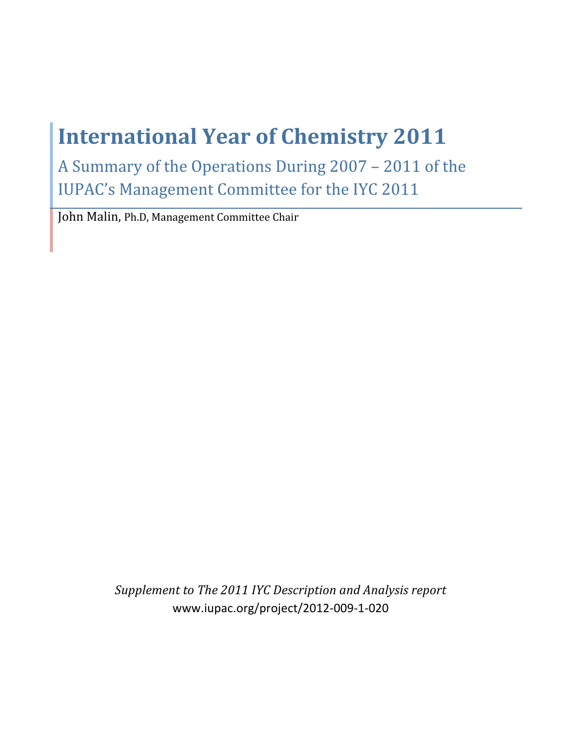# International Year of Chemistry 2011

## A Summary of the Operations During 2007 – 2011 of the IUPAC's Management Committee for the IYC 2011

John Malin, Ph.D, Management Committee Chair

*Supplement to The 2011 IYC Description and Analysis report*

www.iupac.org/project/2012-009-1-020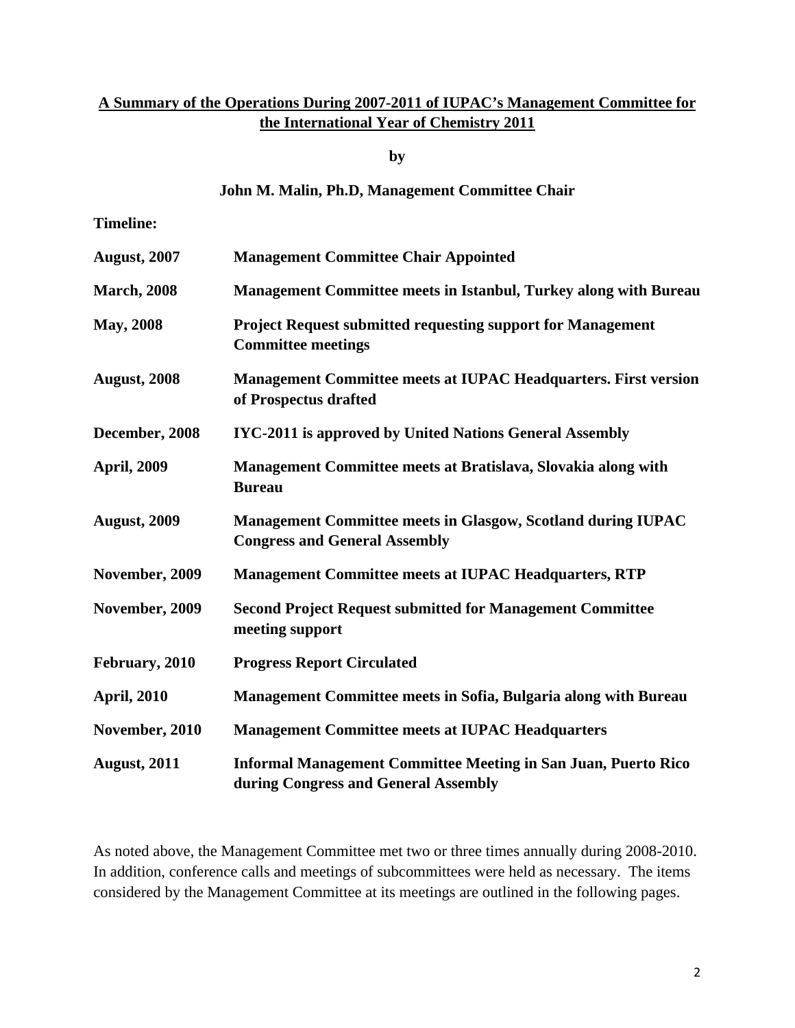# A Summary of the Operations During 2007-2011 of IUPAC's Management Committee for the International Year of Chemistry 2011

**by**

**John M. Malin, Ph.D, Management Committee Chair**

**Timeline:**

| | |
|---|---|
| **August, 2007** | **Management Committee Chair Appointed** |
| **March, 2008** | **Management Committee meets in Istanbul, Turkey along with Bureau** |
| **May, 2008** | **Project Request submitted requesting support for Management Committee meetings** |
| **August, 2008** | **Management Committee meets at IUPAC Headquarters. First version of Prospectus drafted** |
| **December, 2008** | **IYC-2011 is approved by United Nations General Assembly** |
| **April, 2009** | **Management Committee meets at Bratislava, Slovakia along with Bureau** |
| **August, 2009** | **Management Committee meets in Glasgow, Scotland during IUPAC Congress and General Assembly** |
| **November, 2009** | **Management Committee meets at IUPAC Headquarters, RTP** |
| **November, 2009** | **Second Project Request submitted for Management Committee meeting support** |
| **February, 2010** | **Progress Report Circulated** |
| **April, 2010** | **Management Committee meets in Sofia, Bulgaria along with Bureau** |
| **November, 2010** | **Management Committee meets at IUPAC Headquarters** |
| **August, 2011** | **Informal Management Committee Meeting in San Juan, Puerto Rico during Congress and General Assembly** |

As noted above, the Management Committee met two or three times annually during 2008-2010. In addition, conference calls and meetings of subcommittees were held as necessary. The items considered by the Management Committee at its meetings are outlined in the following pages.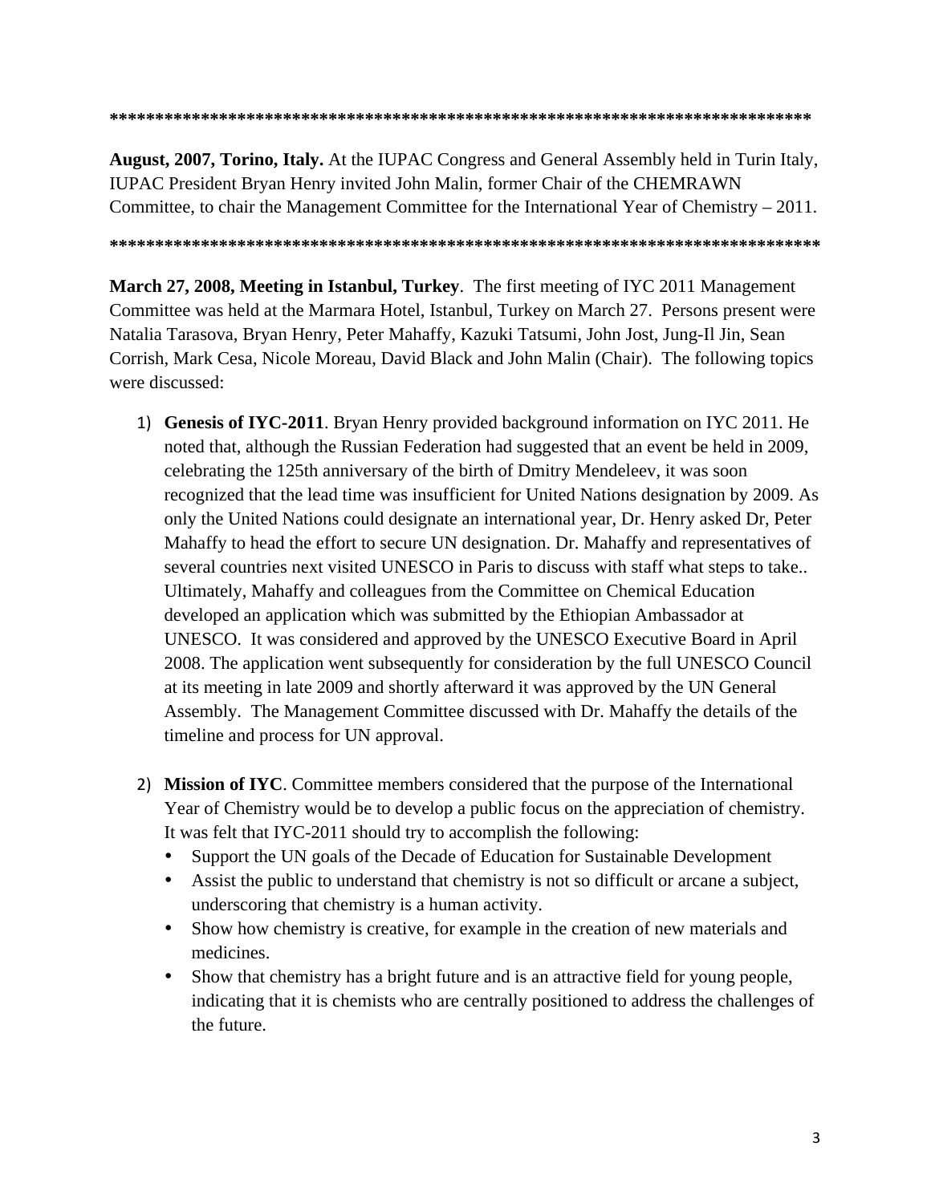*******************************************************************************

**August, 2007, Torino, Italy.** At the IUPAC Congress and General Assembly held in Turin Italy, IUPAC President Bryan Henry invited John Malin, former Chair of the CHEMRAWN Committee, to chair the Management Committee for the International Year of Chemistry – 2011.

*******************************************************************************

**March 27, 2008, Meeting in Istanbul, Turkey**. The first meeting of IYC 2011 Management Committee was held at the Marmara Hotel, Istanbul, Turkey on March 27. Persons present were Natalia Tarasova, Bryan Henry, Peter Mahaffy, Kazuki Tatsumi, John Jost, Jung-Il Jin, Sean Corrish, Mark Cesa, Nicole Moreau, David Black and John Malin (Chair). The following topics were discussed:

1) **Genesis of IYC-2011**. Bryan Henry provided background information on IYC 2011. He noted that, although the Russian Federation had suggested that an event be held in 2009, celebrating the 125th anniversary of the birth of Dmitry Mendeleev, it was soon recognized that the lead time was insufficient for United Nations designation by 2009. As only the United Nations could designate an international year, Dr. Henry asked Dr, Peter Mahaffy to head the effort to secure UN designation. Dr. Mahaffy and representatives of several countries next visited UNESCO in Paris to discuss with staff what steps to take.. Ultimately, Mahaffy and colleagues from the Committee on Chemical Education developed an application which was submitted by the Ethiopian Ambassador at UNESCO. It was considered and approved by the UNESCO Executive Board in April 2008. The application went subsequently for consideration by the full UNESCO Council at its meeting in late 2009 and shortly afterward it was approved by the UN General Assembly. The Management Committee discussed with Dr. Mahaffy the details of the timeline and process for UN approval.

2) **Mission of IYC**. Committee members considered that the purpose of the International Year of Chemistry would be to develop a public focus on the appreciation of chemistry. It was felt that IYC-2011 should try to accomplish the following:
   - Support the UN goals of the Decade of Education for Sustainable Development
   - Assist the public to understand that chemistry is not so difficult or arcane a subject, underscoring that chemistry is a human activity.
   - Show how chemistry is creative, for example in the creation of new materials and medicines.
   - Show that chemistry has a bright future and is an attractive field for young people, indicating that it is chemists who are centrally positioned to address the challenges of the future.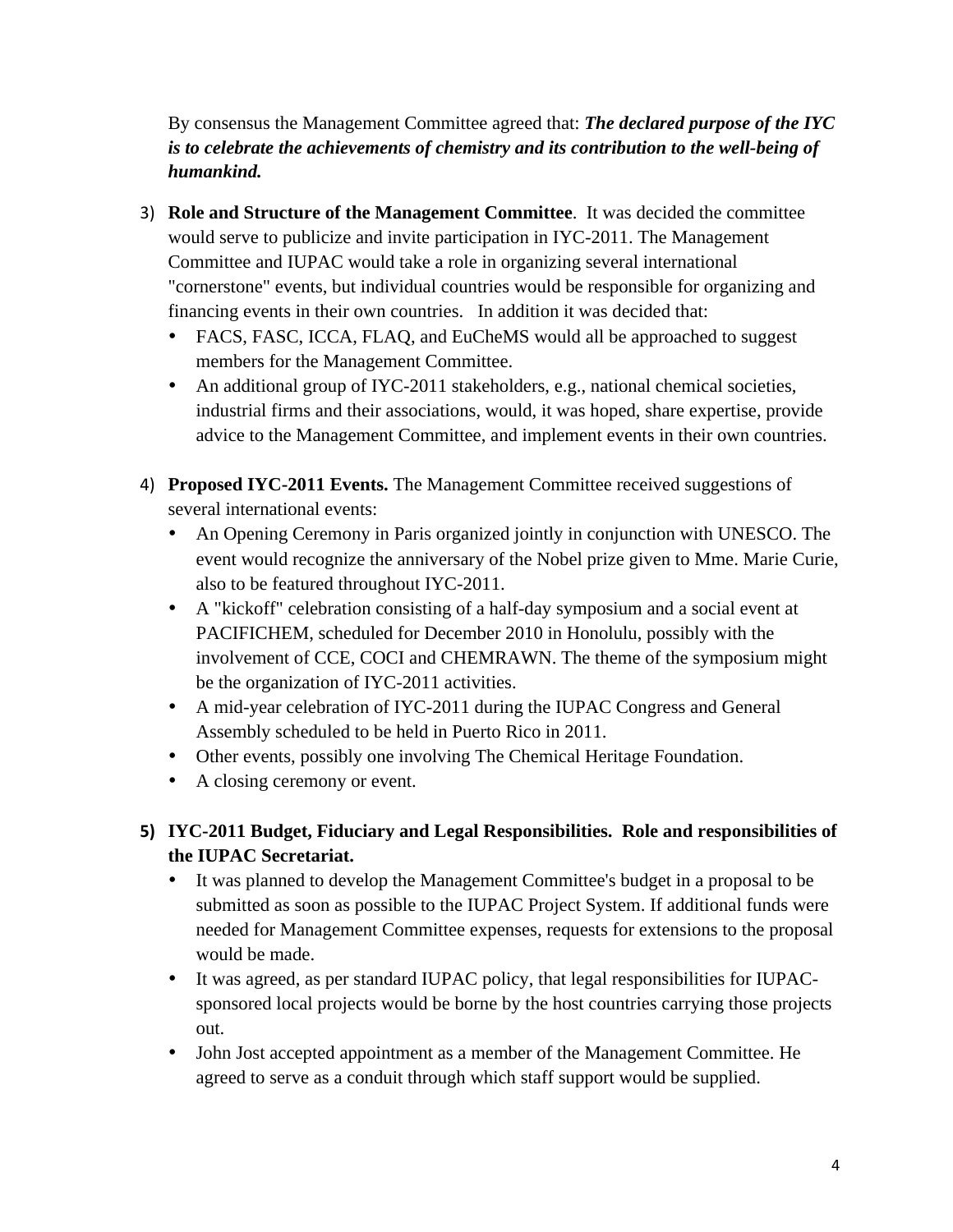By consensus the Management Committee agreed that: ***The declared purpose of the IYC is to celebrate the achievements of chemistry and its contribution to the well-being of humankind.***

3) **Role and Structure of the Management Committee**. It was decided the committee would serve to publicize and invite participation in IYC-2011. The Management Committee and IUPAC would take a role in organizing several international "cornerstone" events, but individual countries would be responsible for organizing and financing events in their own countries. In addition it was decided that:
   - FACS, FASC, ICCA, FLAQ, and EuCheMS would all be approached to suggest members for the Management Committee.
   - An additional group of IYC-2011 stakeholders, e.g., national chemical societies, industrial firms and their associations, would, it was hoped, share expertise, provide advice to the Management Committee, and implement events in their own countries.

4) **Proposed IYC-2011 Events.** The Management Committee received suggestions of several international events:
   - An Opening Ceremony in Paris organized jointly in conjunction with UNESCO. The event would recognize the anniversary of the Nobel prize given to Mme. Marie Curie, also to be featured throughout IYC-2011.
   - A "kickoff" celebration consisting of a half-day symposium and a social event at PACIFICHEM, scheduled for December 2010 in Honolulu, possibly with the involvement of CCE, COCI and CHEMRAWN. The theme of the symposium might be the organization of IYC-2011 activities.
   - A mid-year celebration of IYC-2011 during the IUPAC Congress and General Assembly scheduled to be held in Puerto Rico in 2011.
   - Other events, possibly one involving The Chemical Heritage Foundation.
   - A closing ceremony or event.

5) **IYC-2011 Budget, Fiduciary and Legal Responsibilities. Role and responsibilities of the IUPAC Secretariat.**
   - It was planned to develop the Management Committee's budget in a proposal to be submitted as soon as possible to the IUPAC Project System. If additional funds were needed for Management Committee expenses, requests for extensions to the proposal would be made.
   - It was agreed, as per standard IUPAC policy, that legal responsibilities for IUPAC-sponsored local projects would be borne by the host countries carrying those projects out.
   - John Jost accepted appointment as a member of the Management Committee. He agreed to serve as a conduit through which staff support would be supplied.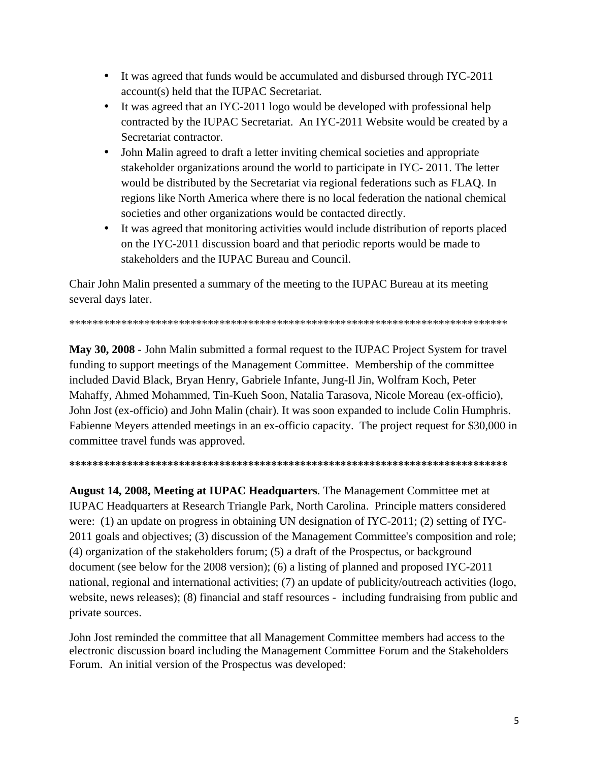- It was agreed that funds would be accumulated and disbursed through IYC-2011 account(s) held that the IUPAC Secretariat.
- It was agreed that an IYC-2011 logo would be developed with professional help contracted by the IUPAC Secretariat. An IYC-2011 Website would be created by a Secretariat contractor.
- John Malin agreed to draft a letter inviting chemical societies and appropriate stakeholder organizations around the world to participate in IYC- 2011. The letter would be distributed by the Secretariat via regional federations such as FLAQ. In regions like North America where there is no local federation the national chemical societies and other organizations would be contacted directly.
- It was agreed that monitoring activities would include distribution of reports placed on the IYC-2011 discussion board and that periodic reports would be made to stakeholders and the IUPAC Bureau and Council.

Chair John Malin presented a summary of the meeting to the IUPAC Bureau at its meeting several days later.

******************************************************************************

**May 30, 2008** - John Malin submitted a formal request to the IUPAC Project System for travel funding to support meetings of the Management Committee. Membership of the committee included David Black, Bryan Henry, Gabriele Infante, Jung-Il Jin, Wolfram Koch, Peter Mahaffy, Ahmed Mohammed, Tin-Kueh Soon, Natalia Tarasova, Nicole Moreau (ex-officio), John Jost (ex-officio) and John Malin (chair). It was soon expanded to include Colin Humphris. Fabienne Meyers attended meetings in an ex-officio capacity. The project request for $30,000 in committee travel funds was approved.

**************************************************************************

**August 14, 2008, Meeting at IUPAC Headquarters**. The Management Committee met at IUPAC Headquarters at Research Triangle Park, North Carolina. Principle matters considered were: (1) an update on progress in obtaining UN designation of IYC-2011; (2) setting of IYC-2011 goals and objectives; (3) discussion of the Management Committee's composition and role; (4) organization of the stakeholders forum; (5) a draft of the Prospectus, or background document (see below for the 2008 version); (6) a listing of planned and proposed IYC-2011 national, regional and international activities; (7) an update of publicity/outreach activities (logo, website, news releases); (8) financial and staff resources - including fundraising from public and private sources.

John Jost reminded the committee that all Management Committee members had access to the electronic discussion board including the Management Committee Forum and the Stakeholders Forum. An initial version of the Prospectus was developed: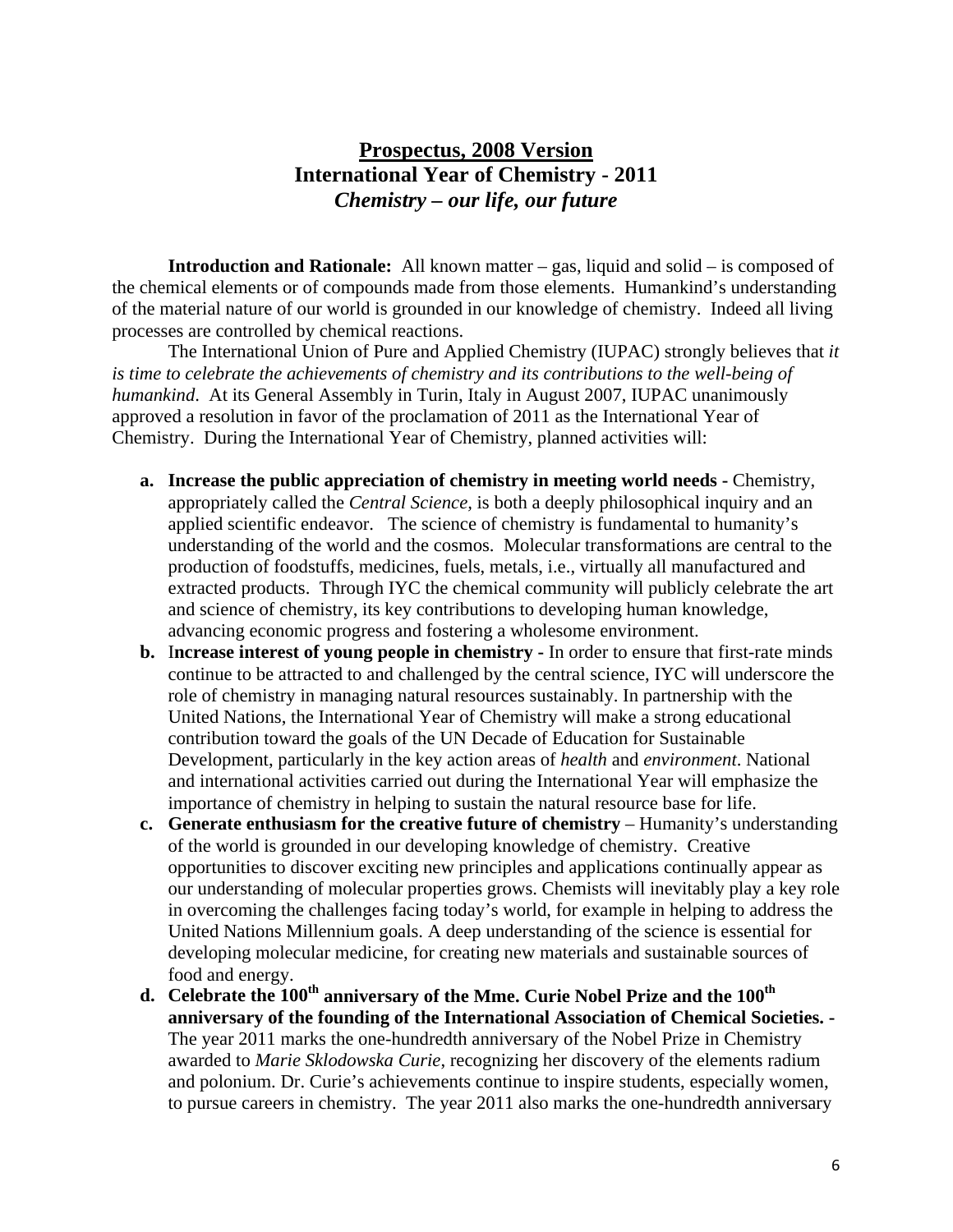# **Prospectus, 2008 Version**
## International Year of Chemistry - 2011
### *Chemistry – our life, our future*

**Introduction and Rationale:** All known matter – gas, liquid and solid – is composed of the chemical elements or of compounds made from those elements. Humankind's understanding of the material nature of our world is grounded in our knowledge of chemistry. Indeed all living processes are controlled by chemical reactions.

The International Union of Pure and Applied Chemistry (IUPAC) strongly believes that *it is time to celebrate the achievements of chemistry and its contributions to the well-being of humankind*. At its General Assembly in Turin, Italy in August 2007, IUPAC unanimously approved a resolution in favor of the proclamation of 2011 as the International Year of Chemistry. During the International Year of Chemistry, planned activities will:

- **a. Increase the public appreciation of chemistry in meeting world needs -** Chemistry, appropriately called the *Central Science,* is both a deeply philosophical inquiry and an applied scientific endeavor. The science of chemistry is fundamental to humanity's understanding of the world and the cosmos. Molecular transformations are central to the production of foodstuffs, medicines, fuels, metals, i.e., virtually all manufactured and extracted products. Through IYC the chemical community will publicly celebrate the art and science of chemistry, its key contributions to developing human knowledge, advancing economic progress and fostering a wholesome environment.
- **b. Increase interest of young people in chemistry -** In order to ensure that first-rate minds continue to be attracted to and challenged by the central science, IYC will underscore the role of chemistry in managing natural resources sustainably. In partnership with the United Nations, the International Year of Chemistry will make a strong educational contribution toward the goals of the UN Decade of Education for Sustainable Development, particularly in the key action areas of *health* and *environment*. National and international activities carried out during the International Year will emphasize the importance of chemistry in helping to sustain the natural resource base for life.
- **c. Generate enthusiasm for the creative future of chemistry** – Humanity's understanding of the world is grounded in our developing knowledge of chemistry. Creative opportunities to discover exciting new principles and applications continually appear as our understanding of molecular properties grows. Chemists will inevitably play a key role in overcoming the challenges facing today's world, for example in helping to address the United Nations Millennium goals. A deep understanding of the science is essential for developing molecular medicine, for creating new materials and sustainable sources of food and energy.
- **d. Celebrate the 100th anniversary of the Mme. Curie Nobel Prize and the 100th anniversary of the founding of the International Association of Chemical Societies. -** The year 2011 marks the one-hundredth anniversary of the Nobel Prize in Chemistry awarded to *Marie Sklodowska Curie*, recognizing her discovery of the elements radium and polonium. Dr. Curie's achievements continue to inspire students, especially women, to pursue careers in chemistry. The year 2011 also marks the one-hundredth anniversary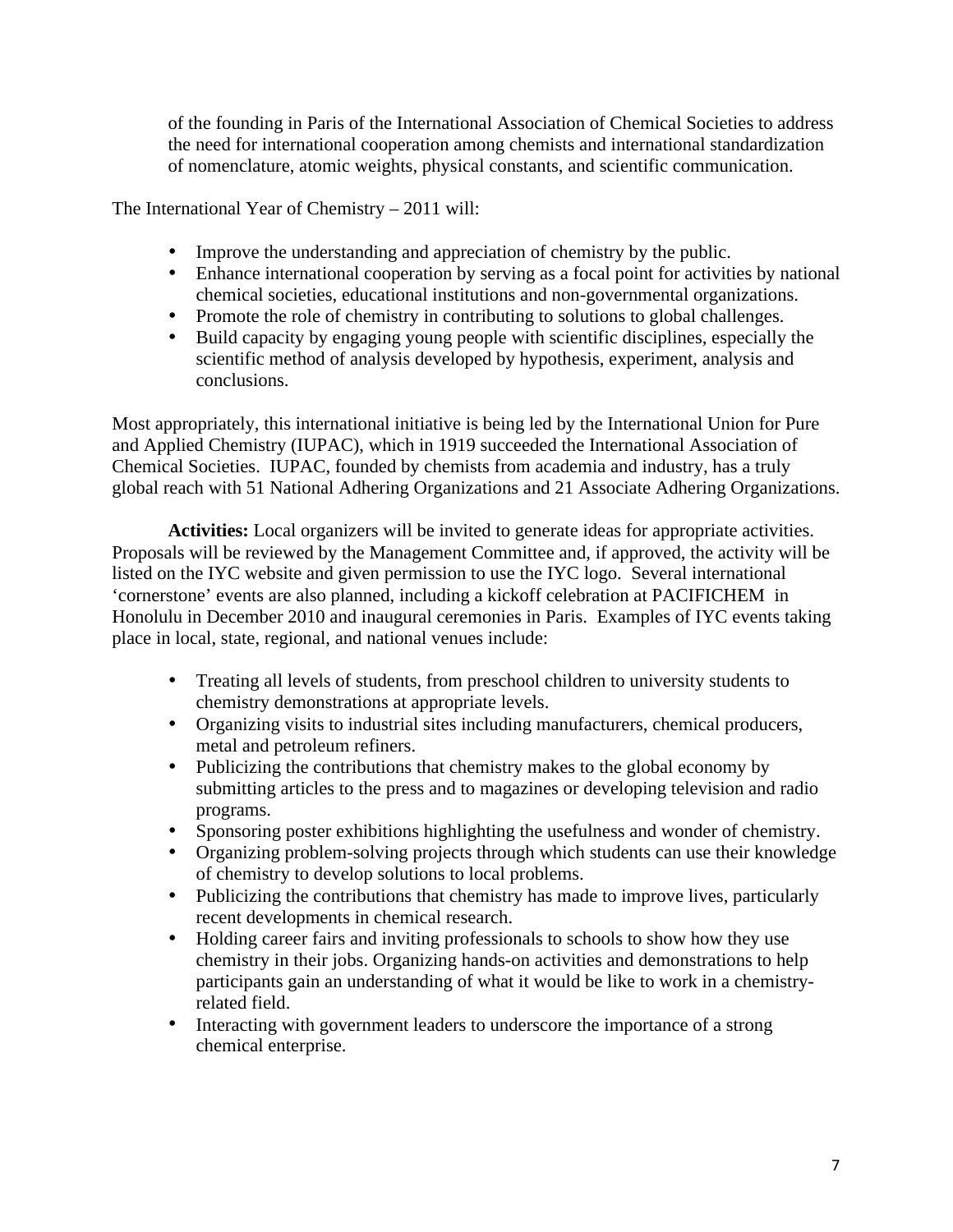of the founding in Paris of the International Association of Chemical Societies to address the need for international cooperation among chemists and international standardization of nomenclature, atomic weights, physical constants, and scientific communication.

The International Year of Chemistry – 2011 will:

- Improve the understanding and appreciation of chemistry by the public.
- Enhance international cooperation by serving as a focal point for activities by national chemical societies, educational institutions and non-governmental organizations.
- Promote the role of chemistry in contributing to solutions to global challenges.
- Build capacity by engaging young people with scientific disciplines, especially the scientific method of analysis developed by hypothesis, experiment, analysis and conclusions.

Most appropriately, this international initiative is being led by the International Union for Pure and Applied Chemistry (IUPAC), which in 1919 succeeded the International Association of Chemical Societies. IUPAC, founded by chemists from academia and industry, has a truly global reach with 51 National Adhering Organizations and 21 Associate Adhering Organizations.

**Activities:** Local organizers will be invited to generate ideas for appropriate activities. Proposals will be reviewed by the Management Committee and, if approved, the activity will be listed on the IYC website and given permission to use the IYC logo. Several international 'cornerstone' events are also planned, including a kickoff celebration at PACIFICHEM in Honolulu in December 2010 and inaugural ceremonies in Paris. Examples of IYC events taking place in local, state, regional, and national venues include:

- Treating all levels of students, from preschool children to university students to chemistry demonstrations at appropriate levels.
- Organizing visits to industrial sites including manufacturers, chemical producers, metal and petroleum refiners.
- Publicizing the contributions that chemistry makes to the global economy by submitting articles to the press and to magazines or developing television and radio programs.
- Sponsoring poster exhibitions highlighting the usefulness and wonder of chemistry.
- Organizing problem-solving projects through which students can use their knowledge of chemistry to develop solutions to local problems.
- Publicizing the contributions that chemistry has made to improve lives, particularly recent developments in chemical research.
- Holding career fairs and inviting professionals to schools to show how they use chemistry in their jobs. Organizing hands-on activities and demonstrations to help participants gain an understanding of what it would be like to work in a chemistry-related field.
- Interacting with government leaders to underscore the importance of a strong chemical enterprise.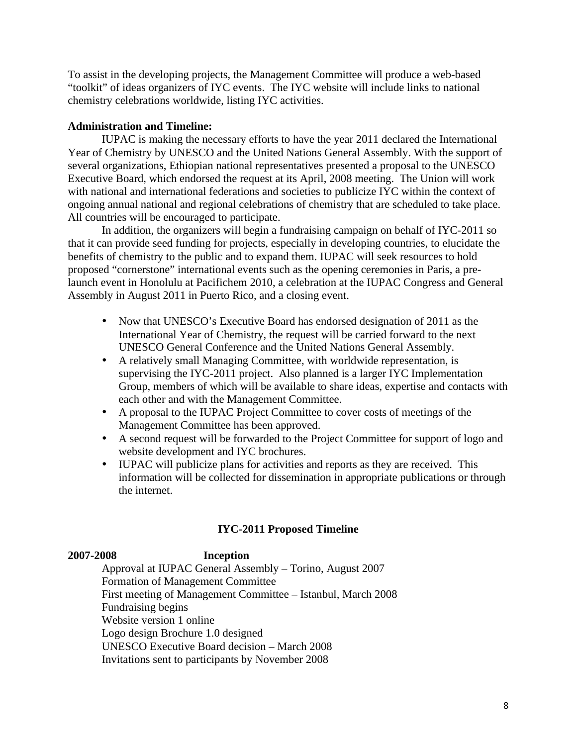To assist in the developing projects, the Management Committee will produce a web-based "toolkit" of ideas organizers of IYC events. The IYC website will include links to national chemistry celebrations worldwide, listing IYC activities.

**Administration and Timeline:**

IUPAC is making the necessary efforts to have the year 2011 declared the International Year of Chemistry by UNESCO and the United Nations General Assembly. With the support of several organizations, Ethiopian national representatives presented a proposal to the UNESCO Executive Board, which endorsed the request at its April, 2008 meeting. The Union will work with national and international federations and societies to publicize IYC within the context of ongoing annual national and regional celebrations of chemistry that are scheduled to take place. All countries will be encouraged to participate.

In addition, the organizers will begin a fundraising campaign on behalf of IYC-2011 so that it can provide seed funding for projects, especially in developing countries, to elucidate the benefits of chemistry to the public and to expand them. IUPAC will seek resources to hold proposed "cornerstone" international events such as the opening ceremonies in Paris, a pre-launch event in Honolulu at Pacifichem 2010, a celebration at the IUPAC Congress and General Assembly in August 2011 in Puerto Rico, and a closing event.

- Now that UNESCO's Executive Board has endorsed designation of 2011 as the International Year of Chemistry, the request will be carried forward to the next UNESCO General Conference and the United Nations General Assembly.
- A relatively small Managing Committee, with worldwide representation, is supervising the IYC-2011 project. Also planned is a larger IYC Implementation Group, members of which will be available to share ideas, expertise and contacts with each other and with the Management Committee.
- A proposal to the IUPAC Project Committee to cover costs of meetings of the Management Committee has been approved.
- A second request will be forwarded to the Project Committee for support of logo and website development and IYC brochures.
- IUPAC will publicize plans for activities and reports as they are received. This information will be collected for dissemination in appropriate publications or through the internet.

**IYC-2011 Proposed Timeline**

**2007-2008** **Inception**

Approval at IUPAC General Assembly – Torino, August 2007
Formation of Management Committee
First meeting of Management Committee – Istanbul, March 2008
Fundraising begins
Website version 1 online
Logo design Brochure 1.0 designed
UNESCO Executive Board decision – March 2008
Invitations sent to participants by November 2008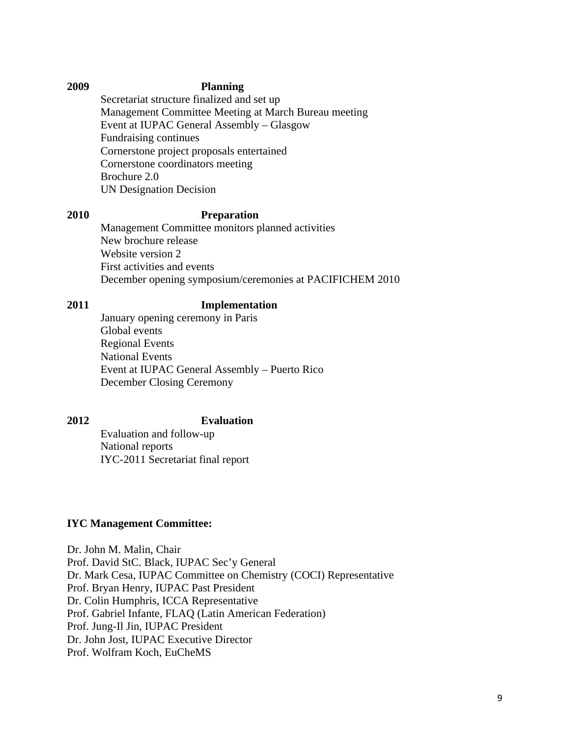**2009 Planning**

Secretariat structure finalized and set up
Management Committee Meeting at March Bureau meeting
Event at IUPAC General Assembly – Glasgow
Fundraising continues
Cornerstone project proposals entertained
Cornerstone coordinators meeting
Brochure 2.0
UN Designation Decision

**2010 Preparation**

Management Committee monitors planned activities
New brochure release
Website version 2
First activities and events
December opening symposium/ceremonies at PACIFICHEM 2010

**2011 Implementation**

January opening ceremony in Paris
Global events
Regional Events
National Events
Event at IUPAC General Assembly – Puerto Rico
December Closing Ceremony

**2012 Evaluation**

Evaluation and follow-up
National reports
IYC-2011 Secretariat final report

**IYC Management Committee:**

Dr. John M. Malin, Chair
Prof. David StC. Black, IUPAC Sec'y General
Dr. Mark Cesa, IUPAC Committee on Chemistry (COCI) Representative
Prof. Bryan Henry, IUPAC Past President
Dr. Colin Humphris, ICCA Representative
Prof. Gabriel Infante, FLAQ (Latin American Federation)
Prof. Jung-Il Jin, IUPAC President
Dr. John Jost, IUPAC Executive Director
Prof. Wolfram Koch, EuCheMS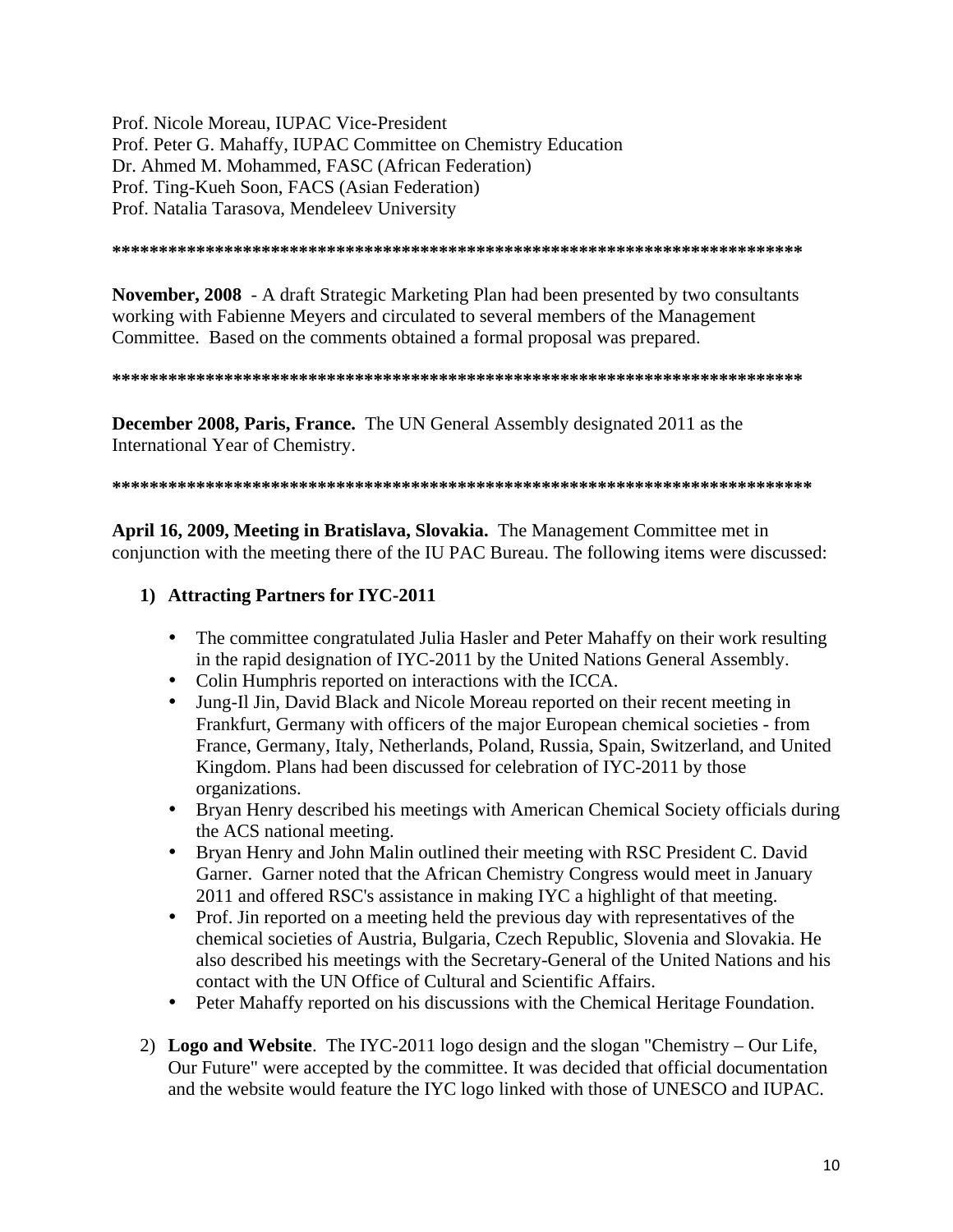Prof. Nicole Moreau, IUPAC Vice-President
Prof. Peter G. Mahaffy, IUPAC Committee on Chemistry Education
Dr. Ahmed M. Mohammed, FASC (African Federation)
Prof. Ting-Kueh Soon, FACS (Asian Federation)
Prof. Natalia Tarasova, Mendeleev University

**************************************************************************

**November, 2008** - A draft Strategic Marketing Plan had been presented by two consultants working with Fabienne Meyers and circulated to several members of the Management Committee. Based on the comments obtained a formal proposal was prepared.

**************************************************************************

**December 2008, Paris, France.** The UN General Assembly designated 2011 as the International Year of Chemistry.

**************************************************************************

**April 16, 2009, Meeting in Bratislava, Slovakia.** The Management Committee met in conjunction with the meeting there of the IU PAC Bureau. The following items were discussed:

1) **Attracting Partners for IYC-2011**

   - The committee congratulated Julia Hasler and Peter Mahaffy on their work resulting in the rapid designation of IYC-2011 by the United Nations General Assembly.
   - Colin Humphris reported on interactions with the ICCA.
   - Jung-Il Jin, David Black and Nicole Moreau reported on their recent meeting in Frankfurt, Germany with officers of the major European chemical societies - from France, Germany, Italy, Netherlands, Poland, Russia, Spain, Switzerland, and United Kingdom. Plans had been discussed for celebration of IYC-2011 by those organizations.
   - Bryan Henry described his meetings with American Chemical Society officials during the ACS national meeting.
   - Bryan Henry and John Malin outlined their meeting with RSC President C. David Garner. Garner noted that the African Chemistry Congress would meet in January 2011 and offered RSC's assistance in making IYC a highlight of that meeting.
   - Prof. Jin reported on a meeting held the previous day with representatives of the chemical societies of Austria, Bulgaria, Czech Republic, Slovenia and Slovakia. He also described his meetings with the Secretary-General of the United Nations and his contact with the UN Office of Cultural and Scientific Affairs.
   - Peter Mahaffy reported on his discussions with the Chemical Heritage Foundation.

2) **Logo and Website**. The IYC-2011 logo design and the slogan "Chemistry – Our Life, Our Future" were accepted by the committee. It was decided that official documentation and the website would feature the IYC logo linked with those of UNESCO and IUPAC.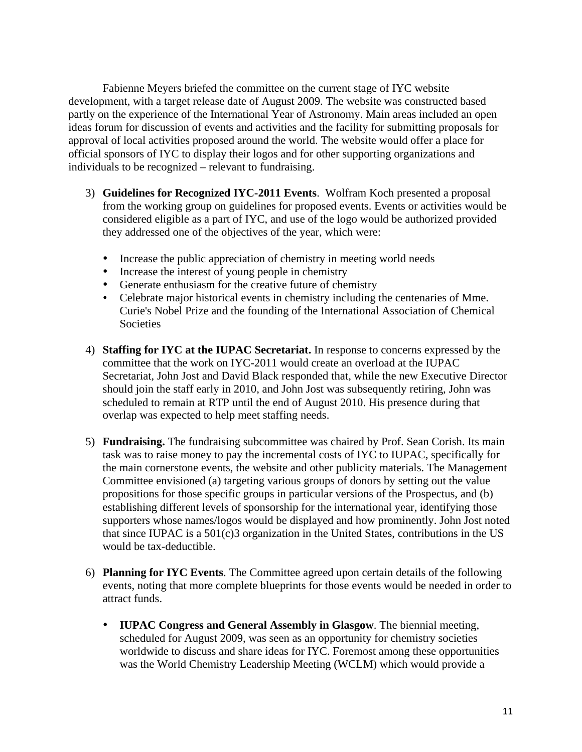Fabienne Meyers briefed the committee on the current stage of IYC website development, with a target release date of August 2009. The website was constructed based partly on the experience of the International Year of Astronomy. Main areas included an open ideas forum for discussion of events and activities and the facility for submitting proposals for approval of local activities proposed around the world. The website would offer a place for official sponsors of IYC to display their logos and for other supporting organizations and individuals to be recognized – relevant to fundraising.

3) **Guidelines for Recognized IYC-2011 Events**. Wolfram Koch presented a proposal from the working group on guidelines for proposed events. Events or activities would be considered eligible as a part of IYC, and use of the logo would be authorized provided they addressed one of the objectives of the year, which were:

   - Increase the public appreciation of chemistry in meeting world needs
   - Increase the interest of young people in chemistry
   - Generate enthusiasm for the creative future of chemistry
   - Celebrate major historical events in chemistry including the centenaries of Mme. Curie's Nobel Prize and the founding of the International Association of Chemical Societies

4) **Staffing for IYC at the IUPAC Secretariat.** In response to concerns expressed by the committee that the work on IYC-2011 would create an overload at the IUPAC Secretariat, John Jost and David Black responded that, while the new Executive Director should join the staff early in 2010, and John Jost was subsequently retiring, John was scheduled to remain at RTP until the end of August 2010. His presence during that overlap was expected to help meet staffing needs.

5) **Fundraising.** The fundraising subcommittee was chaired by Prof. Sean Corish. Its main task was to raise money to pay the incremental costs of IYC to IUPAC, specifically for the main cornerstone events, the website and other publicity materials. The Management Committee envisioned (a) targeting various groups of donors by setting out the value propositions for those specific groups in particular versions of the Prospectus, and (b) establishing different levels of sponsorship for the international year, identifying those supporters whose names/logos would be displayed and how prominently. John Jost noted that since IUPAC is a 501(c)3 organization in the United States, contributions in the US would be tax-deductible.

6) **Planning for IYC Events**. The Committee agreed upon certain details of the following events, noting that more complete blueprints for those events would be needed in order to attract funds.

   - **IUPAC Congress and General Assembly in Glasgow**. The biennial meeting, scheduled for August 2009, was seen as an opportunity for chemistry societies worldwide to discuss and share ideas for IYC. Foremost among these opportunities was the World Chemistry Leadership Meeting (WCLM) which would provide a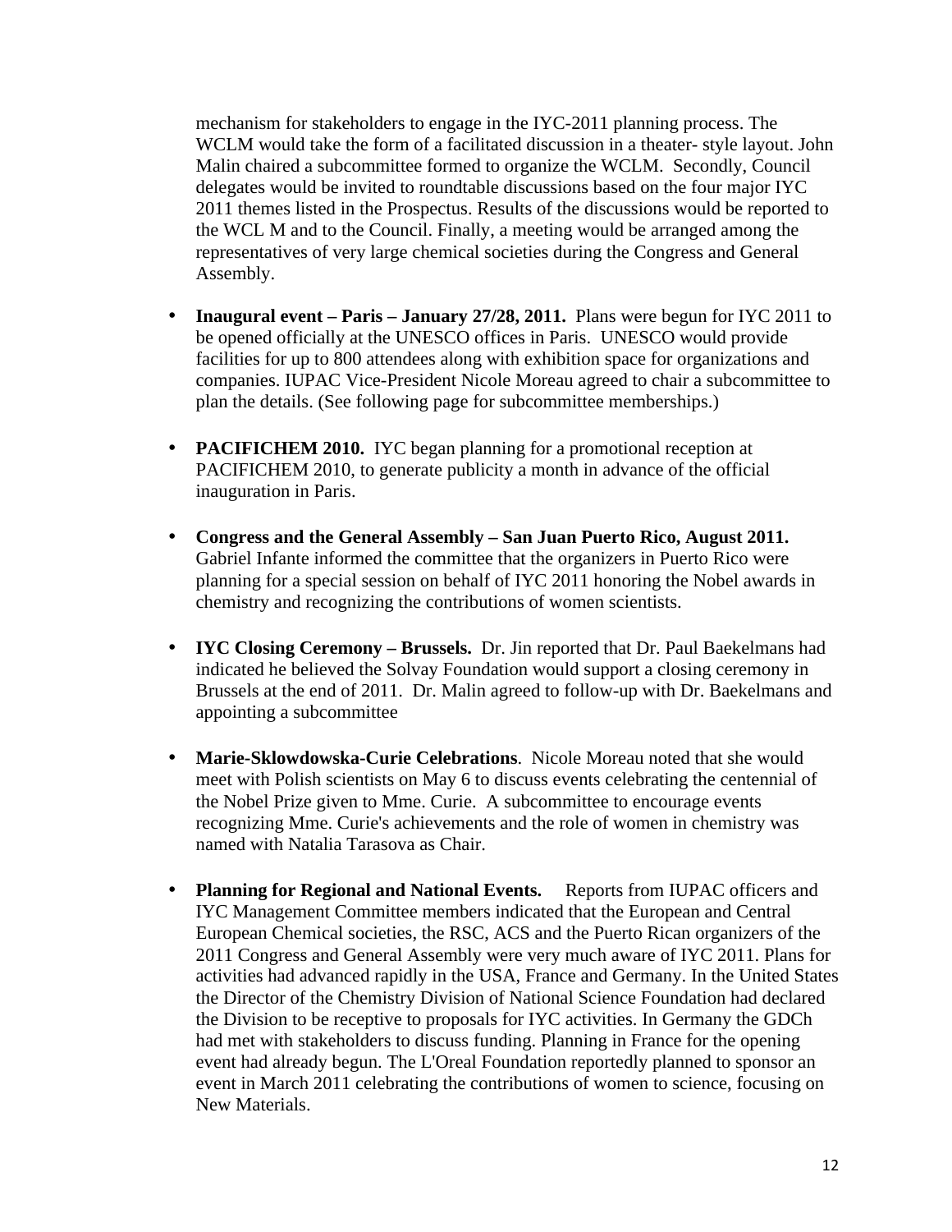mechanism for stakeholders to engage in the IYC-2011 planning process. The WCLM would take the form of a facilitated discussion in a theater- style layout. John Malin chaired a subcommittee formed to organize the WCLM. Secondly, Council delegates would be invited to roundtable discussions based on the four major IYC 2011 themes listed in the Prospectus. Results of the discussions would be reported to the WCL M and to the Council. Finally, a meeting would be arranged among the representatives of very large chemical societies during the Congress and General Assembly.

- **Inaugural event – Paris – January 27/28, 2011.** Plans were begun for IYC 2011 to be opened officially at the UNESCO offices in Paris. UNESCO would provide facilities for up to 800 attendees along with exhibition space for organizations and companies. IUPAC Vice-President Nicole Moreau agreed to chair a subcommittee to plan the details. (See following page for subcommittee memberships.)

- **PACIFICHEM 2010.** IYC began planning for a promotional reception at PACIFICHEM 2010, to generate publicity a month in advance of the official inauguration in Paris.

- **Congress and the General Assembly – San Juan Puerto Rico, August 2011.** Gabriel Infante informed the committee that the organizers in Puerto Rico were planning for a special session on behalf of IYC 2011 honoring the Nobel awards in chemistry and recognizing the contributions of women scientists.

- **IYC Closing Ceremony – Brussels.** Dr. Jin reported that Dr. Paul Baekelmans had indicated he believed the Solvay Foundation would support a closing ceremony in Brussels at the end of 2011. Dr. Malin agreed to follow-up with Dr. Baekelmans and appointing a subcommittee

- **Marie-Sklowdowska-Curie Celebrations**. Nicole Moreau noted that she would meet with Polish scientists on May 6 to discuss events celebrating the centennial of the Nobel Prize given to Mme. Curie. A subcommittee to encourage events recognizing Mme. Curie's achievements and the role of women in chemistry was named with Natalia Tarasova as Chair.

- **Planning for Regional and National Events.** Reports from IUPAC officers and IYC Management Committee members indicated that the European and Central European Chemical societies, the RSC, ACS and the Puerto Rican organizers of the 2011 Congress and General Assembly were very much aware of IYC 2011. Plans for activities had advanced rapidly in the USA, France and Germany. In the United States the Director of the Chemistry Division of National Science Foundation had declared the Division to be receptive to proposals for IYC activities. In Germany the GDCh had met with stakeholders to discuss funding. Planning in France for the opening event had already begun. The L'Oreal Foundation reportedly planned to sponsor an event in March 2011 celebrating the contributions of women to science, focusing on New Materials.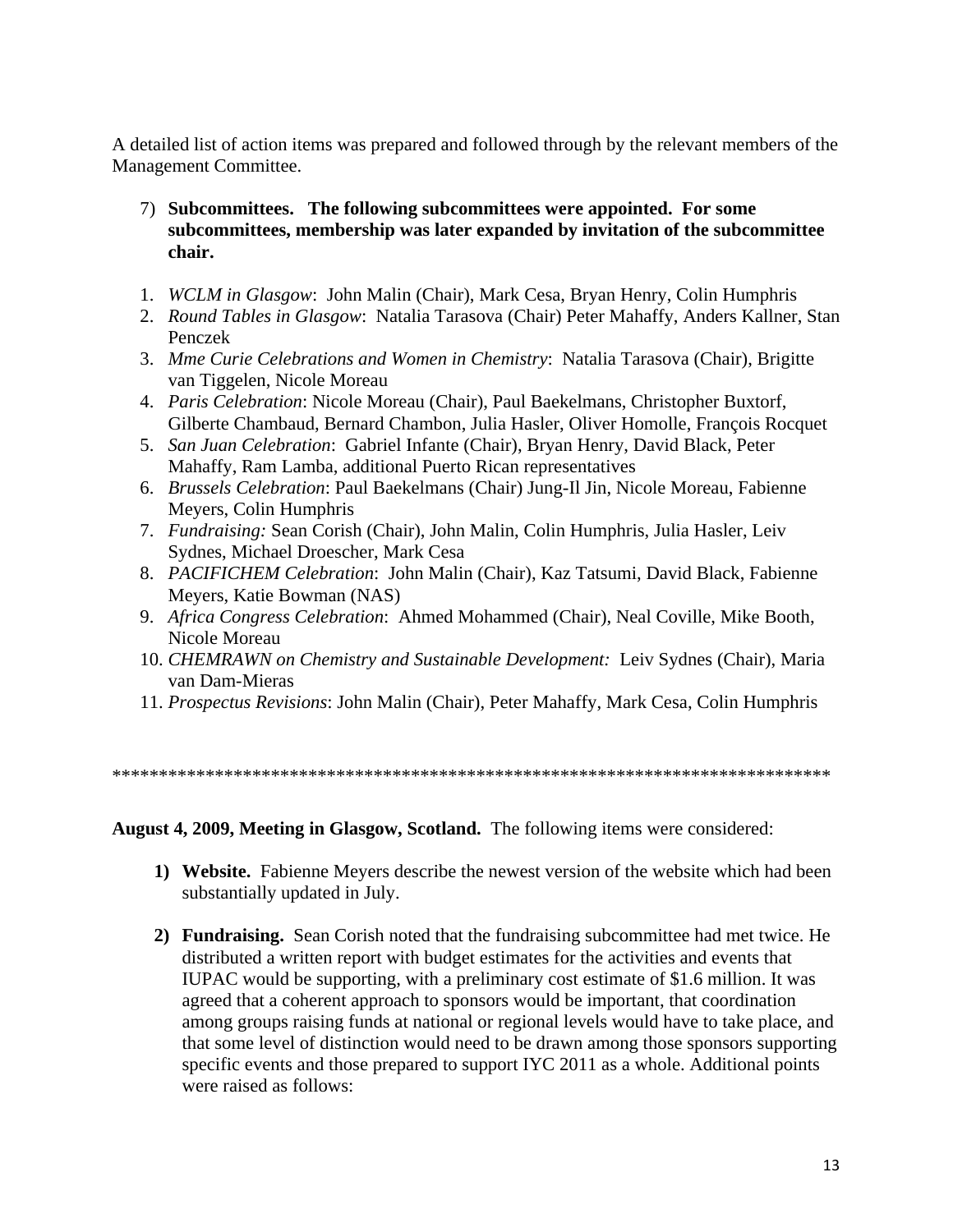A detailed list of action items was prepared and followed through by the relevant members of the Management Committee.

7) **Subcommittees. The following subcommittees were appointed. For some subcommittees, membership was later expanded by invitation of the subcommittee chair.**

1. *WCLM in Glasgow*: John Malin (Chair), Mark Cesa, Bryan Henry, Colin Humphris
2. *Round Tables in Glasgow*: Natalia Tarasova (Chair) Peter Mahaffy, Anders Kallner, Stan Penczek
3. *Mme Curie Celebrations and Women in Chemistry*: Natalia Tarasova (Chair), Brigitte van Tiggelen, Nicole Moreau
4. *Paris Celebration*: Nicole Moreau (Chair), Paul Baekelmans, Christopher Buxtorf, Gilberte Chambaud, Bernard Chambon, Julia Hasler, Oliver Homolle, François Rocquet
5. *San Juan Celebration*: Gabriel Infante (Chair), Bryan Henry, David Black, Peter Mahaffy, Ram Lamba, additional Puerto Rican representatives
6. *Brussels Celebration*: Paul Baekelmans (Chair) Jung-Il Jin, Nicole Moreau, Fabienne Meyers, Colin Humphris
7. *Fundraising:* Sean Corish (Chair), John Malin, Colin Humphris, Julia Hasler, Leiv Sydnes, Michael Droescher, Mark Cesa
8. *PACIFICHEM Celebration*: John Malin (Chair), Kaz Tatsumi, David Black, Fabienne Meyers, Katie Bowman (NAS)
9. *Africa Congress Celebration*: Ahmed Mohammed (Chair), Neal Coville, Mike Booth, Nicole Moreau
10. *CHEMRAWN on Chemistry and Sustainable Development:* Leiv Sydnes (Chair), Maria van Dam-Mieras
11. *Prospectus Revisions*: John Malin (Chair), Peter Mahaffy, Mark Cesa, Colin Humphris

******************************************************************************

**August 4, 2009, Meeting in Glasgow, Scotland.** The following items were considered:

1) **Website.** Fabienne Meyers describe the newest version of the website which had been substantially updated in July.

2) **Fundraising.** Sean Corish noted that the fundraising subcommittee had met twice. He distributed a written report with budget estimates for the activities and events that IUPAC would be supporting, with a preliminary cost estimate of $1.6 million. It was agreed that a coherent approach to sponsors would be important, that coordination among groups raising funds at national or regional levels would have to take place, and that some level of distinction would need to be drawn among those sponsors supporting specific events and those prepared to support IYC 2011 as a whole. Additional points were raised as follows: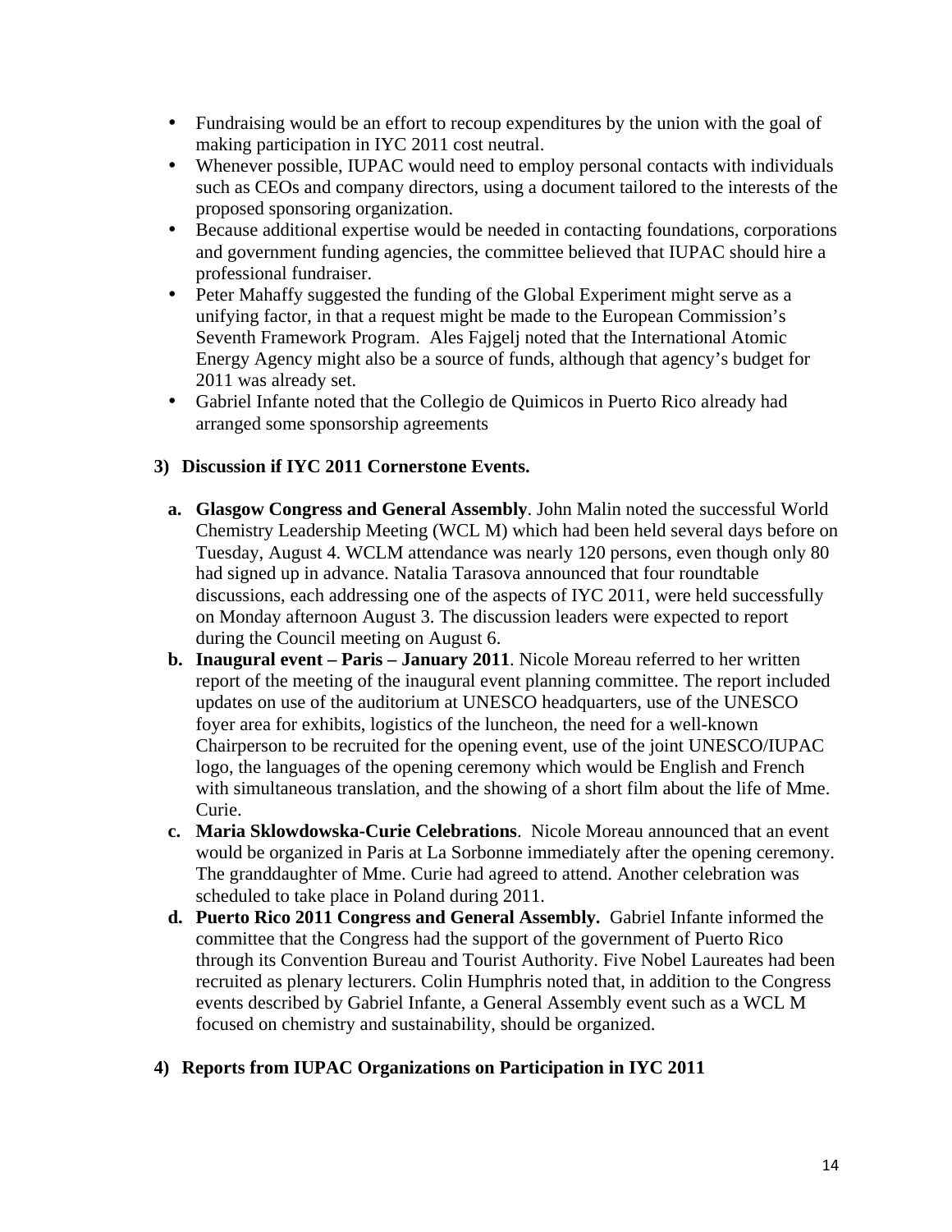- Fundraising would be an effort to recoup expenditures by the union with the goal of making participation in IYC 2011 cost neutral.
- Whenever possible, IUPAC would need to employ personal contacts with individuals such as CEOs and company directors, using a document tailored to the interests of the proposed sponsoring organization.
- Because additional expertise would be needed in contacting foundations, corporations and government funding agencies, the committee believed that IUPAC should hire a professional fundraiser.
- Peter Mahaffy suggested the funding of the Global Experiment might serve as a unifying factor, in that a request might be made to the European Commission's Seventh Framework Program. Ales Fajgelj noted that the International Atomic Energy Agency might also be a source of funds, although that agency's budget for 2011 was already set.
- Gabriel Infante noted that the Collegio de Quimicos in Puerto Rico already had arranged some sponsorship agreements

**3) Discussion if IYC 2011 Cornerstone Events.**

a. **Glasgow Congress and General Assembly**. John Malin noted the successful World Chemistry Leadership Meeting (WCL M) which had been held several days before on Tuesday, August 4. WCLM attendance was nearly 120 persons, even though only 80 had signed up in advance. Natalia Tarasova announced that four roundtable discussions, each addressing one of the aspects of IYC 2011, were held successfully on Monday afternoon August 3. The discussion leaders were expected to report during the Council meeting on August 6.

b. **Inaugural event – Paris – January 2011**. Nicole Moreau referred to her written report of the meeting of the inaugural event planning committee. The report included updates on use of the auditorium at UNESCO headquarters, use of the UNESCO foyer area for exhibits, logistics of the luncheon, the need for a well-known Chairperson to be recruited for the opening event, use of the joint UNESCO/IUPAC logo, the languages of the opening ceremony which would be English and French with simultaneous translation, and the showing of a short film about the life of Mme. Curie.

c. **Maria Sklowdowska-Curie Celebrations**. Nicole Moreau announced that an event would be organized in Paris at La Sorbonne immediately after the opening ceremony. The granddaughter of Mme. Curie had agreed to attend. Another celebration was scheduled to take place in Poland during 2011.

d. **Puerto Rico 2011 Congress and General Assembly.** Gabriel Infante informed the committee that the Congress had the support of the government of Puerto Rico through its Convention Bureau and Tourist Authority. Five Nobel Laureates had been recruited as plenary lecturers. Colin Humphris noted that, in addition to the Congress events described by Gabriel Infante, a General Assembly event such as a WCL M focused on chemistry and sustainability, should be organized.

**4) Reports from IUPAC Organizations on Participation in IYC 2011**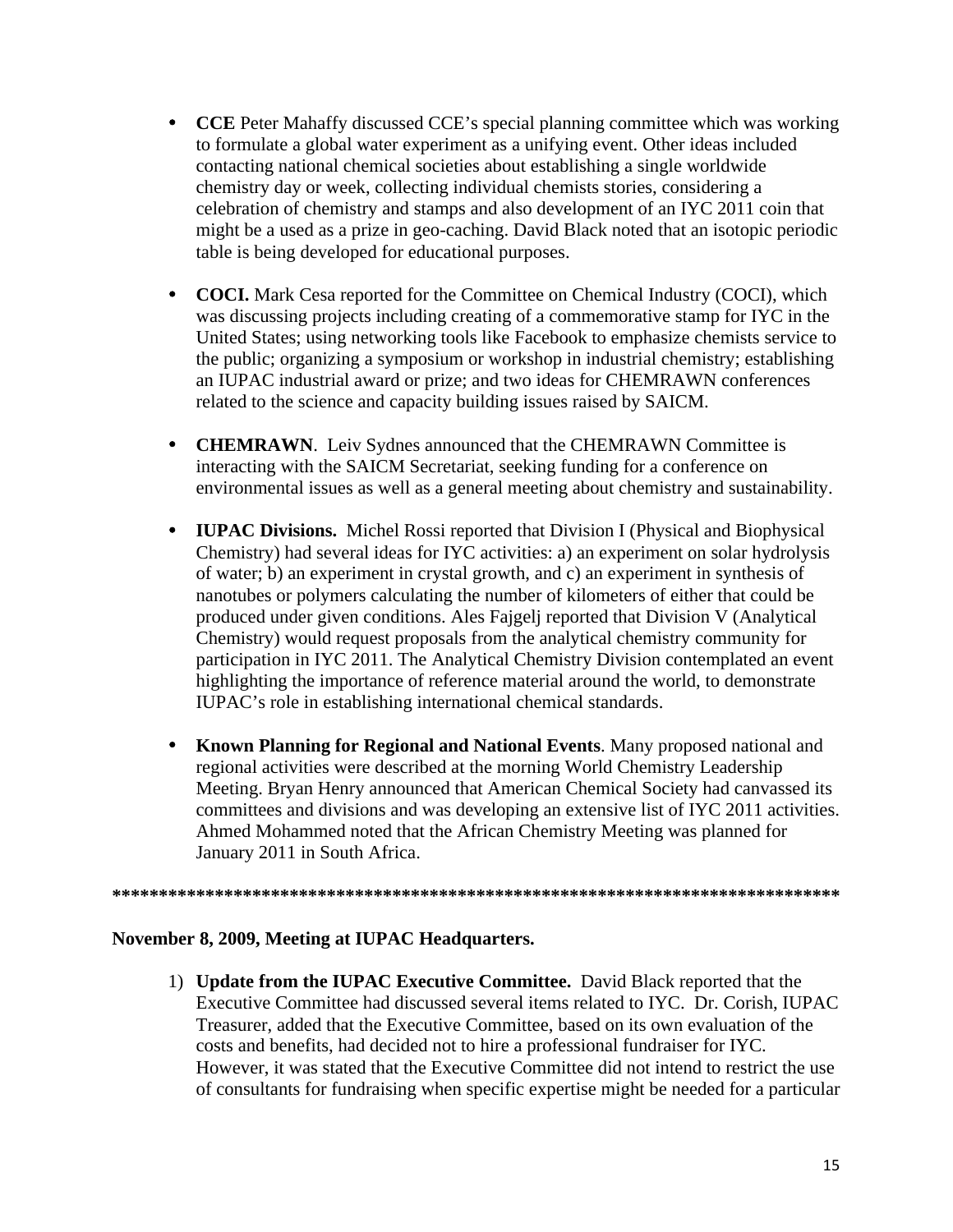- **CCE** Peter Mahaffy discussed CCE's special planning committee which was working to formulate a global water experiment as a unifying event. Other ideas included contacting national chemical societies about establishing a single worldwide chemistry day or week, collecting individual chemists stories, considering a celebration of chemistry and stamps and also development of an IYC 2011 coin that might be a used as a prize in geo-caching. David Black noted that an isotopic periodic table is being developed for educational purposes.

- **COCI.** Mark Cesa reported for the Committee on Chemical Industry (COCI), which was discussing projects including creating of a commemorative stamp for IYC in the United States; using networking tools like Facebook to emphasize chemists service to the public; organizing a symposium or workshop in industrial chemistry; establishing an IUPAC industrial award or prize; and two ideas for CHEMRAWN conferences related to the science and capacity building issues raised by SAICM.

- **CHEMRAWN**. Leiv Sydnes announced that the CHEMRAWN Committee is interacting with the SAICM Secretariat, seeking funding for a conference on environmental issues as well as a general meeting about chemistry and sustainability.

- **IUPAC Divisions.** Michel Rossi reported that Division I (Physical and Biophysical Chemistry) had several ideas for IYC activities: a) an experiment on solar hydrolysis of water; b) an experiment in crystal growth, and c) an experiment in synthesis of nanotubes or polymers calculating the number of kilometers of either that could be produced under given conditions. Ales Fajgelj reported that Division V (Analytical Chemistry) would request proposals from the analytical chemistry community for participation in IYC 2011. The Analytical Chemistry Division contemplated an event highlighting the importance of reference material around the world, to demonstrate IUPAC's role in establishing international chemical standards.

- **Known Planning for Regional and National Events**. Many proposed national and regional activities were described at the morning World Chemistry Leadership Meeting. Bryan Henry announced that American Chemical Society had canvassed its committees and divisions and was developing an extensive list of IYC 2011 activities. Ahmed Mohammed noted that the African Chemistry Meeting was planned for January 2011 in South Africa.

**********************************************************************************

**November 8, 2009, Meeting at IUPAC Headquarters.**

1) **Update from the IUPAC Executive Committee.** David Black reported that the Executive Committee had discussed several items related to IYC. Dr. Corish, IUPAC Treasurer, added that the Executive Committee, based on its own evaluation of the costs and benefits, had decided not to hire a professional fundraiser for IYC. However, it was stated that the Executive Committee did not intend to restrict the use of consultants for fundraising when specific expertise might be needed for a particular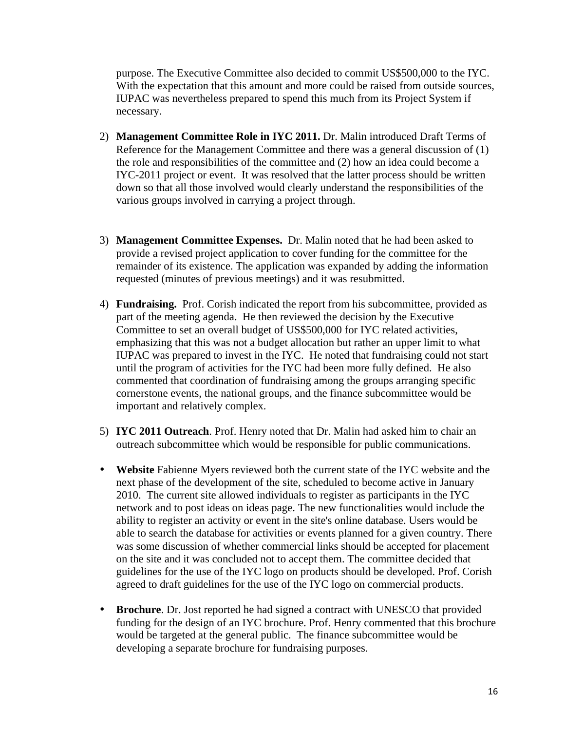purpose. The Executive Committee also decided to commit US$500,000 to the IYC. With the expectation that this amount and more could be raised from outside sources, IUPAC was nevertheless prepared to spend this much from its Project System if necessary.

2) **Management Committee Role in IYC 2011.** Dr. Malin introduced Draft Terms of Reference for the Management Committee and there was a general discussion of (1) the role and responsibilities of the committee and (2) how an idea could become a IYC-2011 project or event. It was resolved that the latter process should be written down so that all those involved would clearly understand the responsibilities of the various groups involved in carrying a project through.

3) **Management Committee Expenses.** Dr. Malin noted that he had been asked to provide a revised project application to cover funding for the committee for the remainder of its existence. The application was expanded by adding the information requested (minutes of previous meetings) and it was resubmitted.

4) **Fundraising.** Prof. Corish indicated the report from his subcommittee, provided as part of the meeting agenda. He then reviewed the decision by the Executive Committee to set an overall budget of US$500,000 for IYC related activities, emphasizing that this was not a budget allocation but rather an upper limit to what IUPAC was prepared to invest in the IYC. He noted that fundraising could not start until the program of activities for the IYC had been more fully defined. He also commented that coordination of fundraising among the groups arranging specific cornerstone events, the national groups, and the finance subcommittee would be important and relatively complex.

5) **IYC 2011 Outreach**. Prof. Henry noted that Dr. Malin had asked him to chair an outreach subcommittee which would be responsible for public communications.

- **Website** Fabienne Myers reviewed both the current state of the IYC website and the next phase of the development of the site, scheduled to become active in January 2010. The current site allowed individuals to register as participants in the IYC network and to post ideas on ideas page. The new functionalities would include the ability to register an activity or event in the site's online database. Users would be able to search the database for activities or events planned for a given country. There was some discussion of whether commercial links should be accepted for placement on the site and it was concluded not to accept them. The committee decided that guidelines for the use of the IYC logo on products should be developed. Prof. Corish agreed to draft guidelines for the use of the IYC logo on commercial products.

- **Brochure**. Dr. Jost reported he had signed a contract with UNESCO that provided funding for the design of an IYC brochure. Prof. Henry commented that this brochure would be targeted at the general public. The finance subcommittee would be developing a separate brochure for fundraising purposes.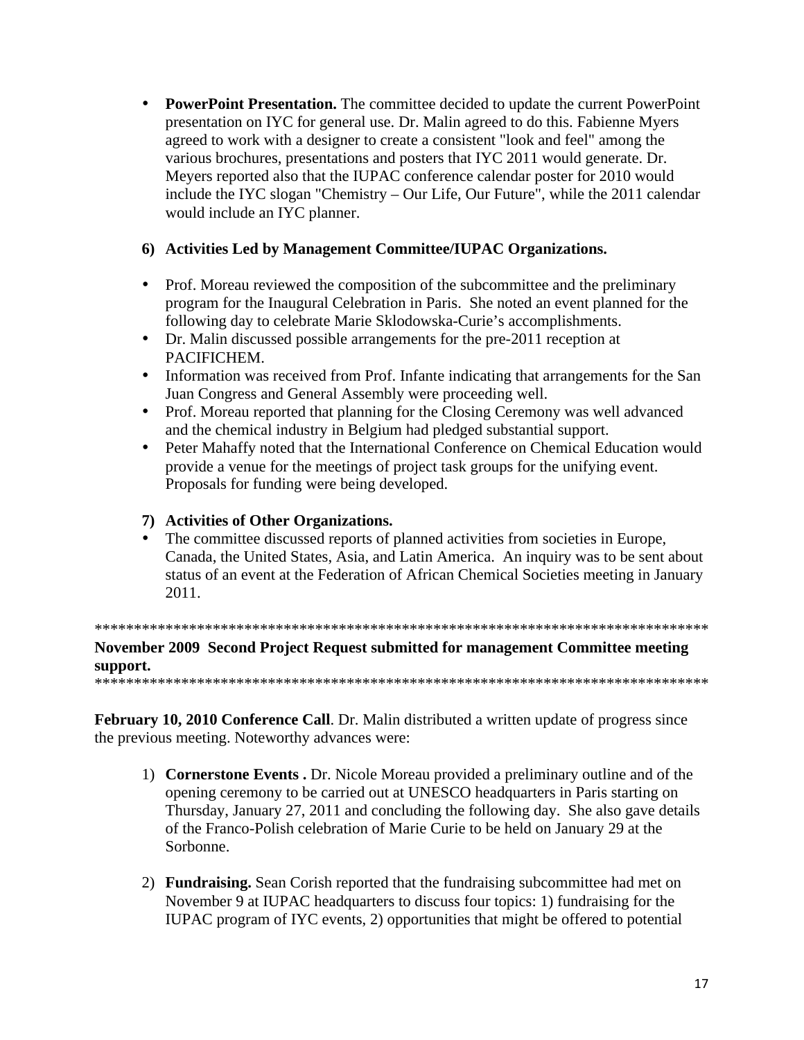- **PowerPoint Presentation.** The committee decided to update the current PowerPoint presentation on IYC for general use. Dr. Malin agreed to do this. Fabienne Myers agreed to work with a designer to create a consistent "look and feel" among the various brochures, presentations and posters that IYC 2011 would generate. Dr. Meyers reported also that the IUPAC conference calendar poster for 2010 would include the IYC slogan "Chemistry – Our Life, Our Future", while the 2011 calendar would include an IYC planner.

6) **Activities Led by Management Committee/IUPAC Organizations.**

- Prof. Moreau reviewed the composition of the subcommittee and the preliminary program for the Inaugural Celebration in Paris. She noted an event planned for the following day to celebrate Marie Sklodowska-Curie's accomplishments.
- Dr. Malin discussed possible arrangements for the pre-2011 reception at PACIFICHEM.
- Information was received from Prof. Infante indicating that arrangements for the San Juan Congress and General Assembly were proceeding well.
- Prof. Moreau reported that planning for the Closing Ceremony was well advanced and the chemical industry in Belgium had pledged substantial support.
- Peter Mahaffy noted that the International Conference on Chemical Education would provide a venue for the meetings of project task groups for the unifying event. Proposals for funding were being developed.

7) **Activities of Other Organizations.**

- The committee discussed reports of planned activities from societies in Europe, Canada, the United States, Asia, and Latin America. An inquiry was to be sent about status of an event at the Federation of African Chemical Societies meeting in January 2011.

********************************************************************************

**November 2009 Second Project Request submitted for management Committee meeting support.**

********************************************************************************

**February 10, 2010 Conference Call**. Dr. Malin distributed a written update of progress since the previous meeting. Noteworthy advances were:

1) **Cornerstone Events .** Dr. Nicole Moreau provided a preliminary outline and of the opening ceremony to be carried out at UNESCO headquarters in Paris starting on Thursday, January 27, 2011 and concluding the following day. She also gave details of the Franco-Polish celebration of Marie Curie to be held on January 29 at the Sorbonne.

2) **Fundraising.** Sean Corish reported that the fundraising subcommittee had met on November 9 at IUPAC headquarters to discuss four topics: 1) fundraising for the IUPAC program of IYC events, 2) opportunities that might be offered to potential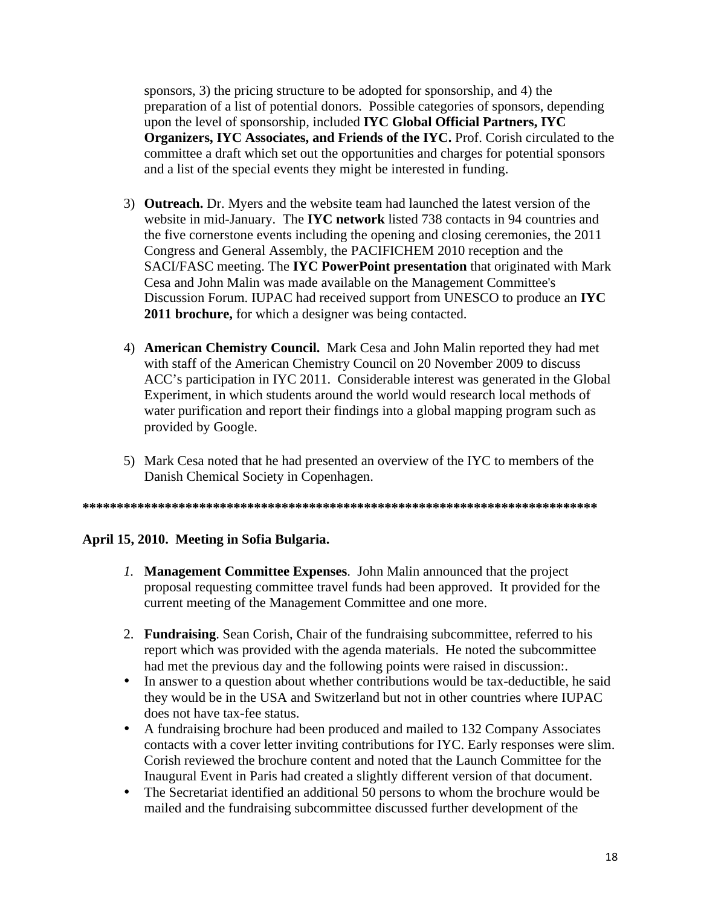sponsors, 3) the pricing structure to be adopted for sponsorship, and 4) the preparation of a list of potential donors. Possible categories of sponsors, depending upon the level of sponsorship, included **IYC Global Official Partners, IYC Organizers, IYC Associates, and Friends of the IYC.** Prof. Corish circulated to the committee a draft which set out the opportunities and charges for potential sponsors and a list of the special events they might be interested in funding.

3) **Outreach.** Dr. Myers and the website team had launched the latest version of the website in mid-January. The **IYC network** listed 738 contacts in 94 countries and the five cornerstone events including the opening and closing ceremonies, the 2011 Congress and General Assembly, the PACIFICHEM 2010 reception and the SACI/FASC meeting. The **IYC PowerPoint presentation** that originated with Mark Cesa and John Malin was made available on the Management Committee's Discussion Forum. IUPAC had received support from UNESCO to produce an **IYC 2011 brochure,** for which a designer was being contacted.

4) **American Chemistry Council.** Mark Cesa and John Malin reported they had met with staff of the American Chemistry Council on 20 November 2009 to discuss ACC's participation in IYC 2011. Considerable interest was generated in the Global Experiment, in which students around the world would research local methods of water purification and report their findings into a global mapping program such as provided by Google.

5) Mark Cesa noted that he had presented an overview of the IYC to members of the Danish Chemical Society in Copenhagen.

**\*\*\*\*\*\*\*\*\*\*\*\*\*\*\*\*\*\*\*\*\*\*\*\*\*\*\*\*\*\*\*\*\*\*\*\*\*\*\*\*\*\*\*\*\*\*\*\*\*\*\*\*\*\*\*\*\*\*\*\*\*\*\*\*\*\*\*\*\*\*\*\*\*\*\*\*\*\*\*\*\*\***

**April 15, 2010. Meeting in Sofia Bulgaria.**

*1.* **Management Committee Expenses**. John Malin announced that the project proposal requesting committee travel funds had been approved. It provided for the current meeting of the Management Committee and one more.

2. **Fundraising**. Sean Corish, Chair of the fundraising subcommittee, referred to his report which was provided with the agenda materials. He noted the subcommittee had met the previous day and the following points were raised in discussion:.

- In answer to a question about whether contributions would be tax-deductible, he said they would be in the USA and Switzerland but not in other countries where IUPAC does not have tax-fee status.
- A fundraising brochure had been produced and mailed to 132 Company Associates contacts with a cover letter inviting contributions for IYC. Early responses were slim. Corish reviewed the brochure content and noted that the Launch Committee for the Inaugural Event in Paris had created a slightly different version of that document.
- The Secretariat identified an additional 50 persons to whom the brochure would be mailed and the fundraising subcommittee discussed further development of the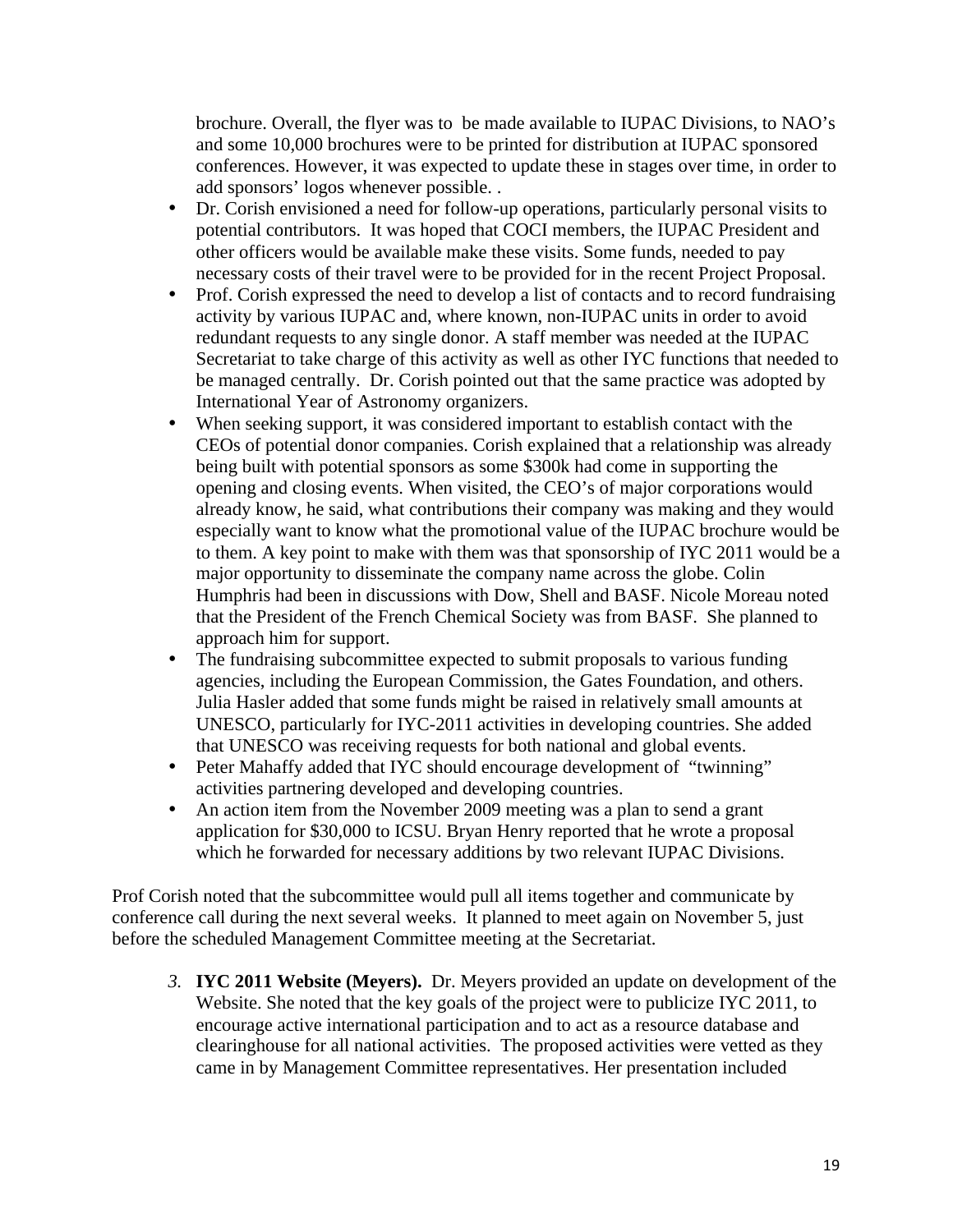brochure. Overall, the flyer was to be made available to IUPAC Divisions, to NAO's and some 10,000 brochures were to be printed for distribution at IUPAC sponsored conferences. However, it was expected to update these in stages over time, in order to add sponsors' logos whenever possible. .

- Dr. Corish envisioned a need for follow-up operations, particularly personal visits to potential contributors. It was hoped that COCI members, the IUPAC President and other officers would be available make these visits. Some funds, needed to pay necessary costs of their travel were to be provided for in the recent Project Proposal.
- Prof. Corish expressed the need to develop a list of contacts and to record fundraising activity by various IUPAC and, where known, non-IUPAC units in order to avoid redundant requests to any single donor. A staff member was needed at the IUPAC Secretariat to take charge of this activity as well as other IYC functions that needed to be managed centrally. Dr. Corish pointed out that the same practice was adopted by International Year of Astronomy organizers.
- When seeking support, it was considered important to establish contact with the CEOs of potential donor companies. Corish explained that a relationship was already being built with potential sponsors as some $300k had come in supporting the opening and closing events. When visited, the CEO's of major corporations would already know, he said, what contributions their company was making and they would especially want to know what the promotional value of the IUPAC brochure would be to them. A key point to make with them was that sponsorship of IYC 2011 would be a major opportunity to disseminate the company name across the globe. Colin Humphris had been in discussions with Dow, Shell and BASF. Nicole Moreau noted that the President of the French Chemical Society was from BASF. She planned to approach him for support.
- The fundraising subcommittee expected to submit proposals to various funding agencies, including the European Commission, the Gates Foundation, and others. Julia Hasler added that some funds might be raised in relatively small amounts at UNESCO, particularly for IYC-2011 activities in developing countries. She added that UNESCO was receiving requests for both national and global events.
- Peter Mahaffy added that IYC should encourage development of "twinning" activities partnering developed and developing countries.
- An action item from the November 2009 meeting was a plan to send a grant application for $30,000 to ICSU. Bryan Henry reported that he wrote a proposal which he forwarded for necessary additions by two relevant IUPAC Divisions.

Prof Corish noted that the subcommittee would pull all items together and communicate by conference call during the next several weeks. It planned to meet again on November 5, just before the scheduled Management Committee meeting at the Secretariat.

3. **IYC 2011 Website (Meyers).** Dr. Meyers provided an update on development of the Website. She noted that the key goals of the project were to publicize IYC 2011, to encourage active international participation and to act as a resource database and clearinghouse for all national activities. The proposed activities were vetted as they came in by Management Committee representatives. Her presentation included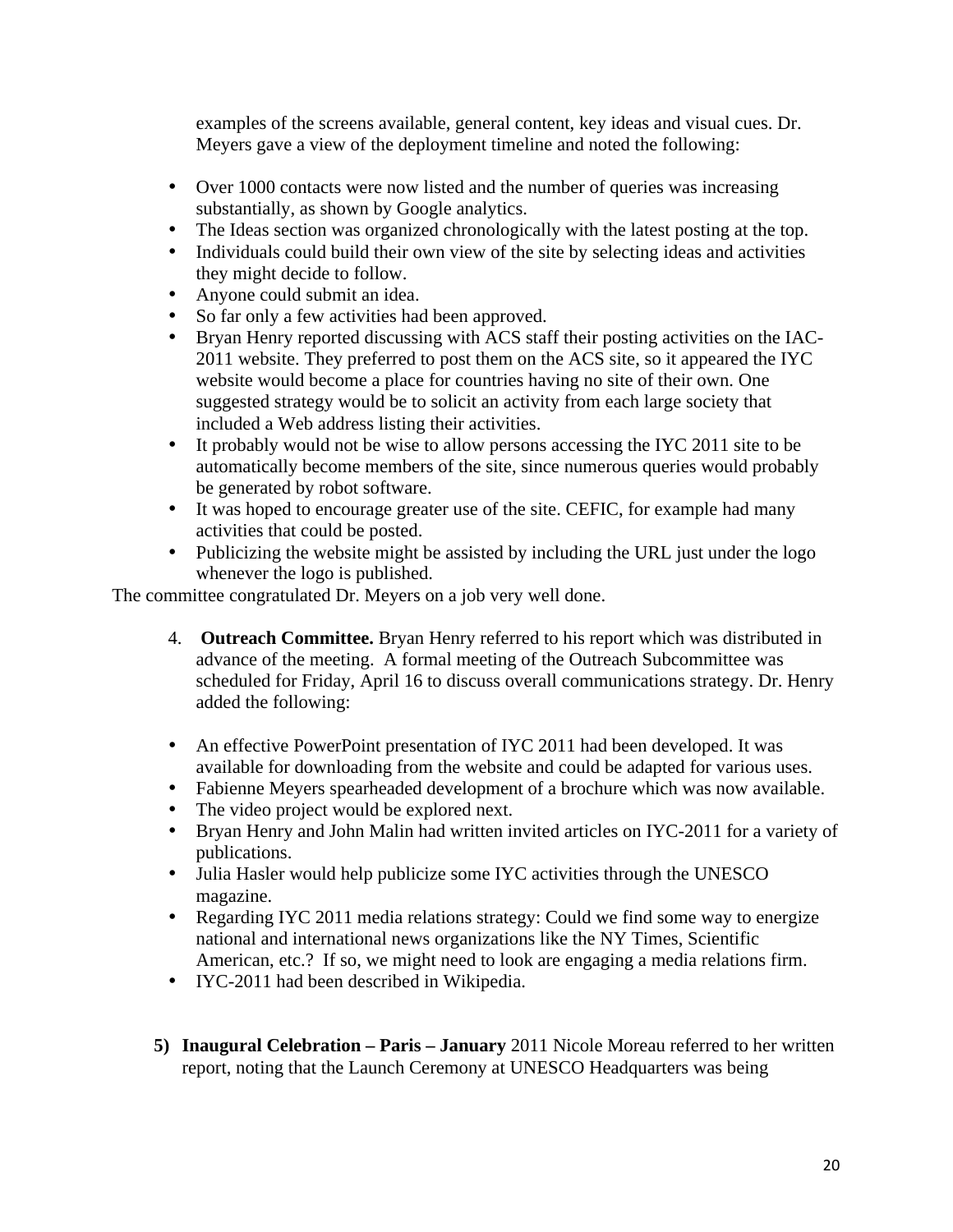examples of the screens available, general content, key ideas and visual cues. Dr. Meyers gave a view of the deployment timeline and noted the following:

- Over 1000 contacts were now listed and the number of queries was increasing substantially, as shown by Google analytics.
- The Ideas section was organized chronologically with the latest posting at the top.
- Individuals could build their own view of the site by selecting ideas and activities they might decide to follow.
- Anyone could submit an idea.
- So far only a few activities had been approved.
- Bryan Henry reported discussing with ACS staff their posting activities on the IAC-2011 website. They preferred to post them on the ACS site, so it appeared the IYC website would become a place for countries having no site of their own. One suggested strategy would be to solicit an activity from each large society that included a Web address listing their activities.
- It probably would not be wise to allow persons accessing the IYC 2011 site to be automatically become members of the site, since numerous queries would probably be generated by robot software.
- It was hoped to encourage greater use of the site. CEFIC, for example had many activities that could be posted.
- Publicizing the website might be assisted by including the URL just under the logo whenever the logo is published.

The committee congratulated Dr. Meyers on a job very well done.

4. **Outreach Committee.** Bryan Henry referred to his report which was distributed in advance of the meeting. A formal meeting of the Outreach Subcommittee was scheduled for Friday, April 16 to discuss overall communications strategy. Dr. Henry added the following:

- An effective PowerPoint presentation of IYC 2011 had been developed. It was available for downloading from the website and could be adapted for various uses.
- Fabienne Meyers spearheaded development of a brochure which was now available.
- The video project would be explored next.
- Bryan Henry and John Malin had written invited articles on IYC-2011 for a variety of publications.
- Julia Hasler would help publicize some IYC activities through the UNESCO magazine.
- Regarding IYC 2011 media relations strategy: Could we find some way to energize national and international news organizations like the NY Times, Scientific American, etc.? If so, we might need to look are engaging a media relations firm.
- IYC-2011 had been described in Wikipedia.

5) **Inaugural Celebration – Paris – January** 2011 Nicole Moreau referred to her written report, noting that the Launch Ceremony at UNESCO Headquarters was being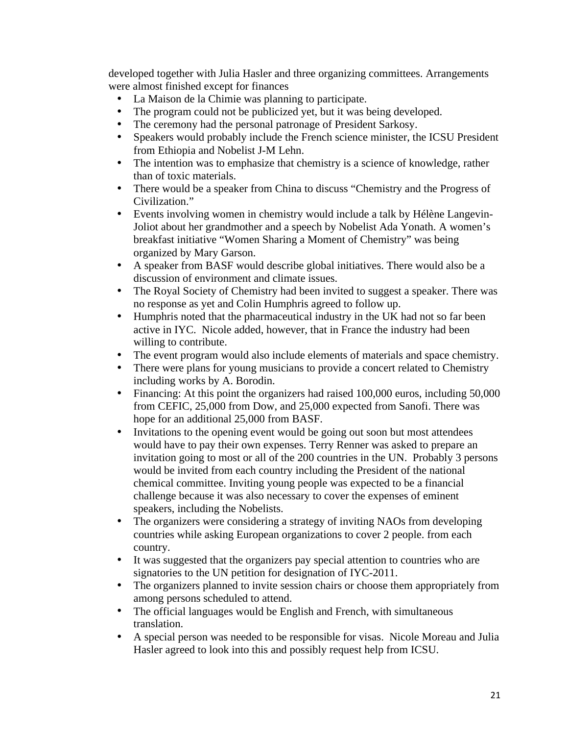developed together with Julia Hasler and three organizing committees. Arrangements were almost finished except for finances

- La Maison de la Chimie was planning to participate.
- The program could not be publicized yet, but it was being developed.
- The ceremony had the personal patronage of President Sarkosy.
- Speakers would probably include the French science minister, the ICSU President from Ethiopia and Nobelist J-M Lehn.
- The intention was to emphasize that chemistry is a science of knowledge, rather than of toxic materials.
- There would be a speaker from China to discuss "Chemistry and the Progress of Civilization."
- Events involving women in chemistry would include a talk by Hélène Langevin-Joliot about her grandmother and a speech by Nobelist Ada Yonath. A women's breakfast initiative "Women Sharing a Moment of Chemistry" was being organized by Mary Garson.
- A speaker from BASF would describe global initiatives. There would also be a discussion of environment and climate issues.
- The Royal Society of Chemistry had been invited to suggest a speaker. There was no response as yet and Colin Humphris agreed to follow up.
- Humphris noted that the pharmaceutical industry in the UK had not so far been active in IYC. Nicole added, however, that in France the industry had been willing to contribute.
- The event program would also include elements of materials and space chemistry.
- There were plans for young musicians to provide a concert related to Chemistry including works by A. Borodin.
- Financing: At this point the organizers had raised 100,000 euros, including 50,000 from CEFIC, 25,000 from Dow, and 25,000 expected from Sanofi. There was hope for an additional 25,000 from BASF.
- Invitations to the opening event would be going out soon but most attendees would have to pay their own expenses. Terry Renner was asked to prepare an invitation going to most or all of the 200 countries in the UN. Probably 3 persons would be invited from each country including the President of the national chemical committee. Inviting young people was expected to be a financial challenge because it was also necessary to cover the expenses of eminent speakers, including the Nobelists.
- The organizers were considering a strategy of inviting NAOs from developing countries while asking European organizations to cover 2 people. from each country.
- It was suggested that the organizers pay special attention to countries who are signatories to the UN petition for designation of IYC-2011.
- The organizers planned to invite session chairs or choose them appropriately from among persons scheduled to attend.
- The official languages would be English and French, with simultaneous translation.
- A special person was needed to be responsible for visas. Nicole Moreau and Julia Hasler agreed to look into this and possibly request help from ICSU.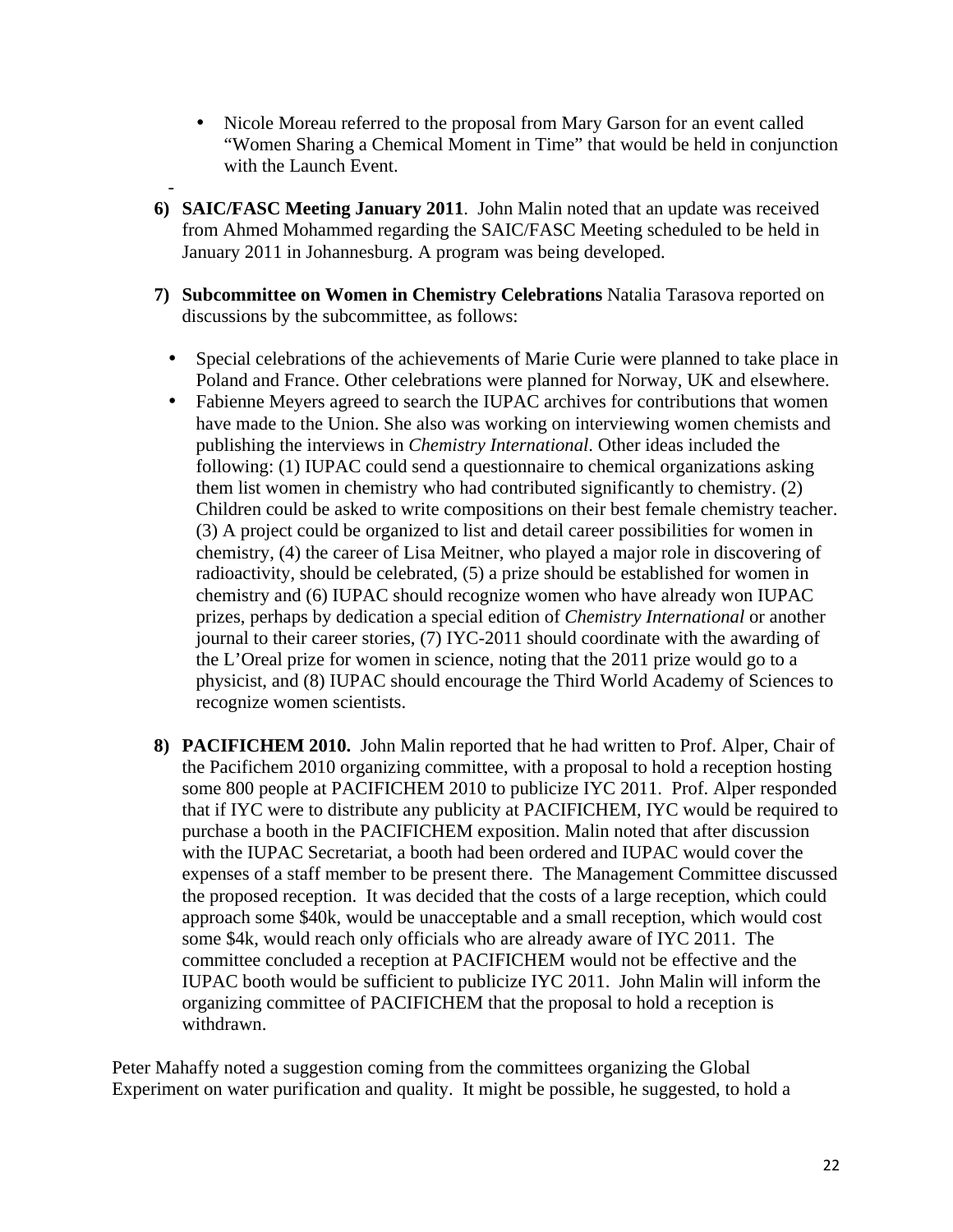- Nicole Moreau referred to the proposal from Mary Garson for an event called "Women Sharing a Chemical Moment in Time" that would be held in conjunction with the Launch Event.

-

6) **SAIC/FASC Meeting January 2011**. John Malin noted that an update was received from Ahmed Mohammed regarding the SAIC/FASC Meeting scheduled to be held in January 2011 in Johannesburg. A program was being developed.

7) **Subcommittee on Women in Chemistry Celebrations** Natalia Tarasova reported on discussions by the subcommittee, as follows:

   - Special celebrations of the achievements of Marie Curie were planned to take place in Poland and France. Other celebrations were planned for Norway, UK and elsewhere.
   - Fabienne Meyers agreed to search the IUPAC archives for contributions that women have made to the Union. She also was working on interviewing women chemists and publishing the interviews in *Chemistry International*. Other ideas included the following: (1) IUPAC could send a questionnaire to chemical organizations asking them list women in chemistry who had contributed significantly to chemistry. (2) Children could be asked to write compositions on their best female chemistry teacher. (3) A project could be organized to list and detail career possibilities for women in chemistry, (4) the career of Lisa Meitner, who played a major role in discovering of radioactivity, should be celebrated, (5) a prize should be established for women in chemistry and (6) IUPAC should recognize women who have already won IUPAC prizes, perhaps by dedication a special edition of *Chemistry International* or another journal to their career stories, (7) IYC-2011 should coordinate with the awarding of the L'Oreal prize for women in science, noting that the 2011 prize would go to a physicist, and (8) IUPAC should encourage the Third World Academy of Sciences to recognize women scientists.

8) **PACIFICHEM 2010.** John Malin reported that he had written to Prof. Alper, Chair of the Pacifichem 2010 organizing committee, with a proposal to hold a reception hosting some 800 people at PACIFICHEM 2010 to publicize IYC 2011. Prof. Alper responded that if IYC were to distribute any publicity at PACIFICHEM, IYC would be required to purchase a booth in the PACIFICHEM exposition. Malin noted that after discussion with the IUPAC Secretariat, a booth had been ordered and IUPAC would cover the expenses of a staff member to be present there. The Management Committee discussed the proposed reception. It was decided that the costs of a large reception, which could approach some $40k, would be unacceptable and a small reception, which would cost some $4k, would reach only officials who are already aware of IYC 2011. The committee concluded a reception at PACIFICHEM would not be effective and the IUPAC booth would be sufficient to publicize IYC 2011. John Malin will inform the organizing committee of PACIFICHEM that the proposal to hold a reception is withdrawn.

Peter Mahaffy noted a suggestion coming from the committees organizing the Global Experiment on water purification and quality. It might be possible, he suggested, to hold a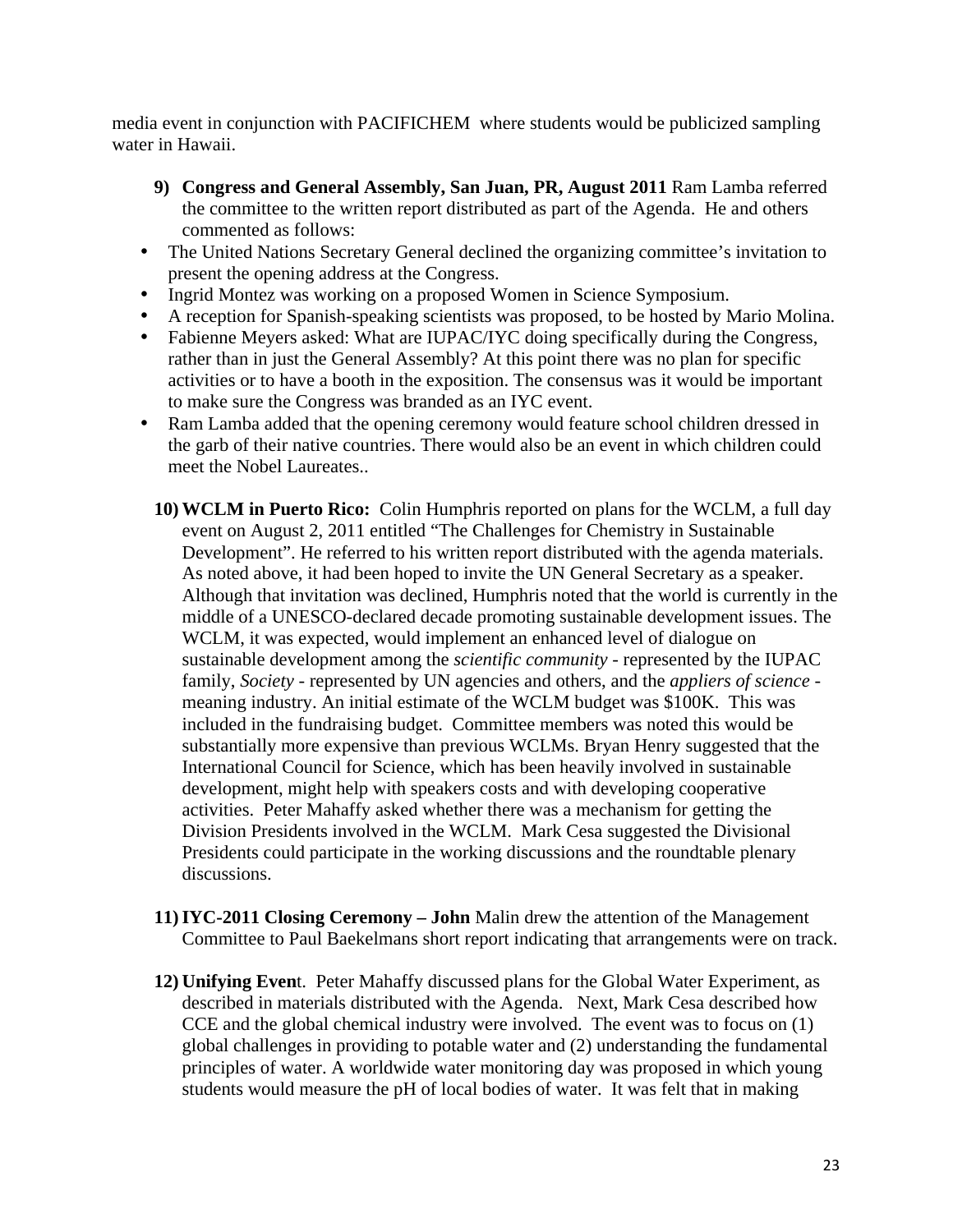media event in conjunction with PACIFICHEM where students would be publicized sampling water in Hawaii.

9) **Congress and General Assembly, San Juan, PR, August 2011** Ram Lamba referred the committee to the written report distributed as part of the Agenda. He and others commented as follows:

- The United Nations Secretary General declined the organizing committee's invitation to present the opening address at the Congress.
- Ingrid Montez was working on a proposed Women in Science Symposium.
- A reception for Spanish-speaking scientists was proposed, to be hosted by Mario Molina.
- Fabienne Meyers asked: What are IUPAC/IYC doing specifically during the Congress, rather than in just the General Assembly? At this point there was no plan for specific activities or to have a booth in the exposition. The consensus was it would be important to make sure the Congress was branded as an IYC event.
- Ram Lamba added that the opening ceremony would feature school children dressed in the garb of their native countries. There would also be an event in which children could meet the Nobel Laureates..

10) **WCLM in Puerto Rico:** Colin Humphris reported on plans for the WCLM, a full day event on August 2, 2011 entitled "The Challenges for Chemistry in Sustainable Development". He referred to his written report distributed with the agenda materials. As noted above, it had been hoped to invite the UN General Secretary as a speaker. Although that invitation was declined, Humphris noted that the world is currently in the middle of a UNESCO-declared decade promoting sustainable development issues. The WCLM, it was expected, would implement an enhanced level of dialogue on sustainable development among the *scientific community* - represented by the IUPAC family, *Society* - represented by UN agencies and others, and the *appliers of science* - meaning industry. An initial estimate of the WCLM budget was $100K. This was included in the fundraising budget. Committee members was noted this would be substantially more expensive than previous WCLMs. Bryan Henry suggested that the International Council for Science, which has been heavily involved in sustainable development, might help with speakers costs and with developing cooperative activities. Peter Mahaffy asked whether there was a mechanism for getting the Division Presidents involved in the WCLM. Mark Cesa suggested the Divisional Presidents could participate in the working discussions and the roundtable plenary discussions.

11) **IYC-2011 Closing Ceremony – John** Malin drew the attention of the Management Committee to Paul Baekelmans short report indicating that arrangements were on track.

12) **Unifying Even**t. Peter Mahaffy discussed plans for the Global Water Experiment, as described in materials distributed with the Agenda. Next, Mark Cesa described how CCE and the global chemical industry were involved. The event was to focus on (1) global challenges in providing to potable water and (2) understanding the fundamental principles of water. A worldwide water monitoring day was proposed in which young students would measure the pH of local bodies of water. It was felt that in making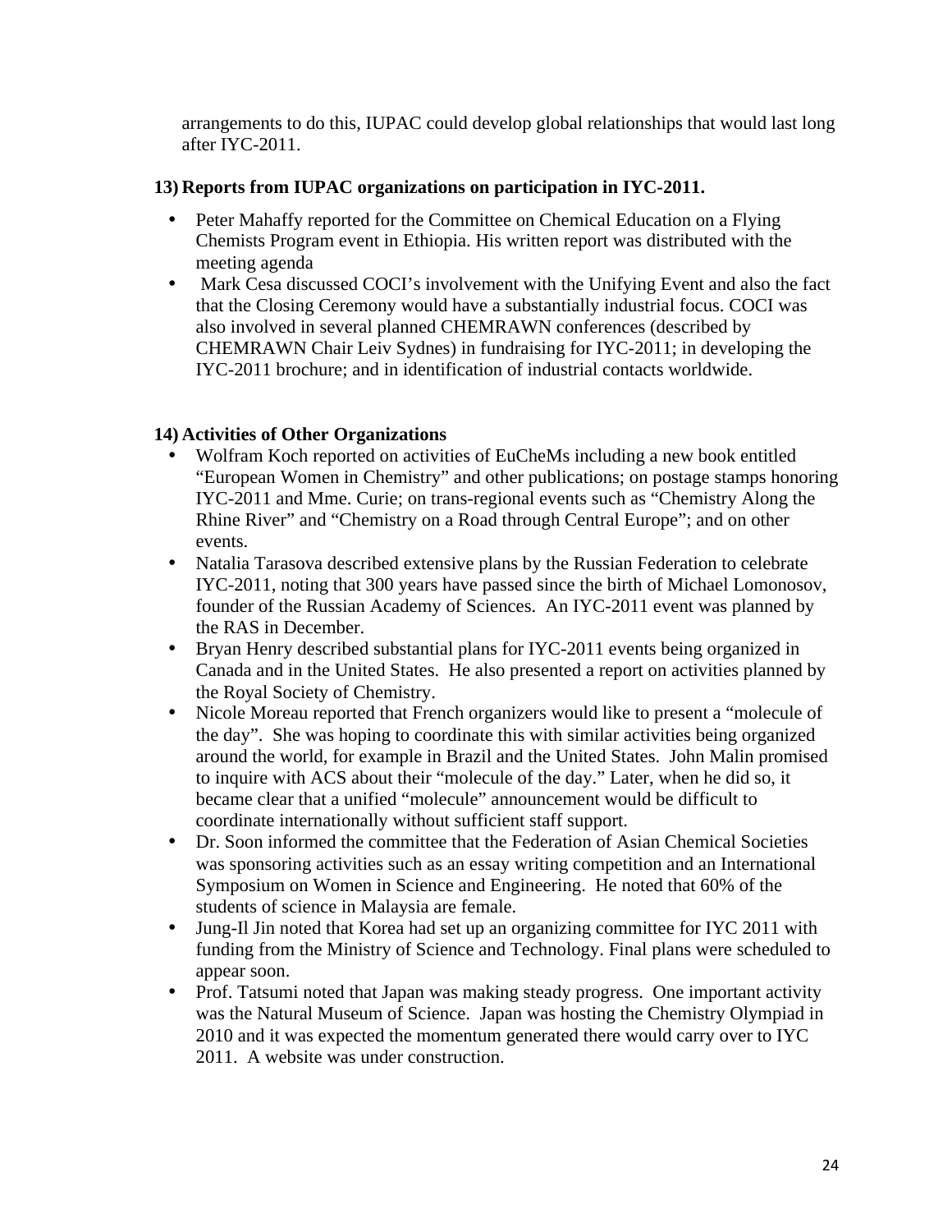arrangements to do this, IUPAC could develop global relationships that would last long after IYC-2011.

**13) Reports from IUPAC organizations on participation in IYC-2011.**

- Peter Mahaffy reported for the Committee on Chemical Education on a Flying Chemists Program event in Ethiopia. His written report was distributed with the meeting agenda
- Mark Cesa discussed COCI's involvement with the Unifying Event and also the fact that the Closing Ceremony would have a substantially industrial focus. COCI was also involved in several planned CHEMRAWN conferences (described by CHEMRAWN Chair Leiv Sydnes) in fundraising for IYC-2011; in developing the IYC-2011 brochure; and in identification of industrial contacts worldwide.

**14) Activities of Other Organizations**

- Wolfram Koch reported on activities of EuCheMs including a new book entitled "European Women in Chemistry" and other publications; on postage stamps honoring IYC-2011 and Mme. Curie; on trans-regional events such as "Chemistry Along the Rhine River" and "Chemistry on a Road through Central Europe"; and on other events.
- Natalia Tarasova described extensive plans by the Russian Federation to celebrate IYC-2011, noting that 300 years have passed since the birth of Michael Lomonosov, founder of the Russian Academy of Sciences. An IYC-2011 event was planned by the RAS in December.
- Bryan Henry described substantial plans for IYC-2011 events being organized in Canada and in the United States. He also presented a report on activities planned by the Royal Society of Chemistry.
- Nicole Moreau reported that French organizers would like to present a "molecule of the day". She was hoping to coordinate this with similar activities being organized around the world, for example in Brazil and the United States. John Malin promised to inquire with ACS about their "molecule of the day." Later, when he did so, it became clear that a unified "molecule" announcement would be difficult to coordinate internationally without sufficient staff support.
- Dr. Soon informed the committee that the Federation of Asian Chemical Societies was sponsoring activities such as an essay writing competition and an International Symposium on Women in Science and Engineering. He noted that 60% of the students of science in Malaysia are female.
- Jung-Il Jin noted that Korea had set up an organizing committee for IYC 2011 with funding from the Ministry of Science and Technology. Final plans were scheduled to appear soon.
- Prof. Tatsumi noted that Japan was making steady progress. One important activity was the Natural Museum of Science. Japan was hosting the Chemistry Olympiad in 2010 and it was expected the momentum generated there would carry over to IYC 2011. A website was under construction.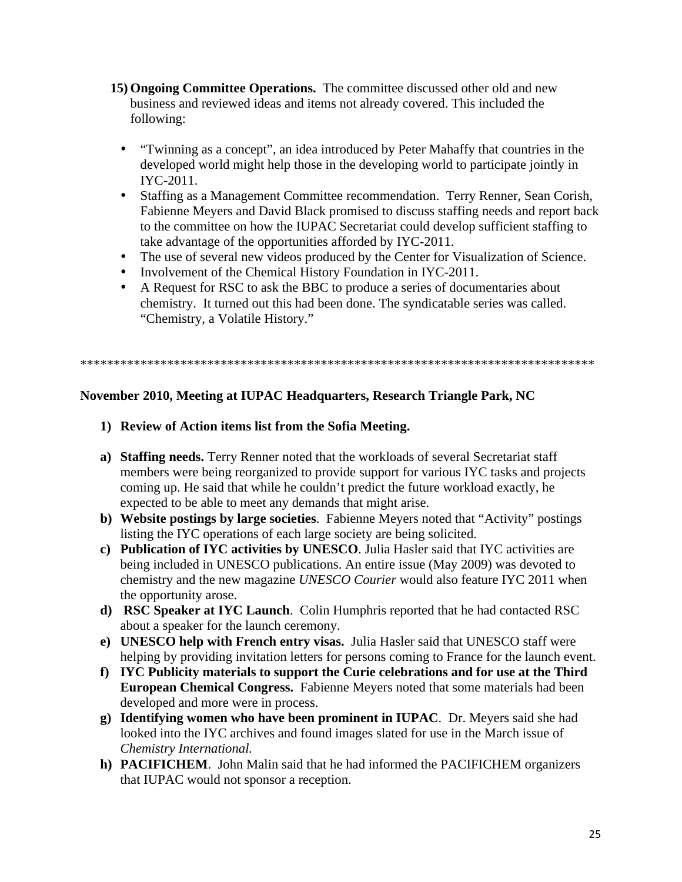15) **Ongoing Committee Operations.** The committee discussed other old and new business and reviewed ideas and items not already covered. This included the following:

- "Twinning as a concept", an idea introduced by Peter Mahaffy that countries in the developed world might help those in the developing world to participate jointly in IYC-2011.
- Staffing as a Management Committee recommendation. Terry Renner, Sean Corish, Fabienne Meyers and David Black promised to discuss staffing needs and report back to the committee on how the IUPAC Secretariat could develop sufficient staffing to take advantage of the opportunities afforded by IYC-2011.
- The use of several new videos produced by the Center for Visualization of Science.
- Involvement of the Chemical History Foundation in IYC-2011.
- A Request for RSC to ask the BBC to produce a series of documentaries about chemistry. It turned out this had been done. The syndicatable series was called. "Chemistry, a Volatile History."

*****************************************************************************

**November 2010, Meeting at IUPAC Headquarters, Research Triangle Park, NC**

1) **Review of Action items list from the Sofia Meeting.**

a) **Staffing needs.** Terry Renner noted that the workloads of several Secretariat staff members were being reorganized to provide support for various IYC tasks and projects coming up. He said that while he couldn't predict the future workload exactly, he expected to be able to meet any demands that might arise.

b) **Website postings by large societies**. Fabienne Meyers noted that "Activity" postings listing the IYC operations of each large society are being solicited.

c) **Publication of IYC activities by UNESCO**. Julia Hasler said that IYC activities are being included in UNESCO publications. An entire issue (May 2009) was devoted to chemistry and the new magazine *UNESCO Courier* would also feature IYC 2011 when the opportunity arose.

d) **RSC Speaker at IYC Launch**. Colin Humphris reported that he had contacted RSC about a speaker for the launch ceremony.

e) **UNESCO help with French entry visas.** Julia Hasler said that UNESCO staff were helping by providing invitation letters for persons coming to France for the launch event.

f) **IYC Publicity materials to support the Curie celebrations and for use at the Third European Chemical Congress.** Fabienne Meyers noted that some materials had been developed and more were in process.

g) **Identifying women who have been prominent in IUPAC**. Dr. Meyers said she had looked into the IYC archives and found images slated for use in the March issue of *Chemistry International.*

h) **PACIFICHEM**. John Malin said that he had informed the PACIFICHEM organizers that IUPAC would not sponsor a reception.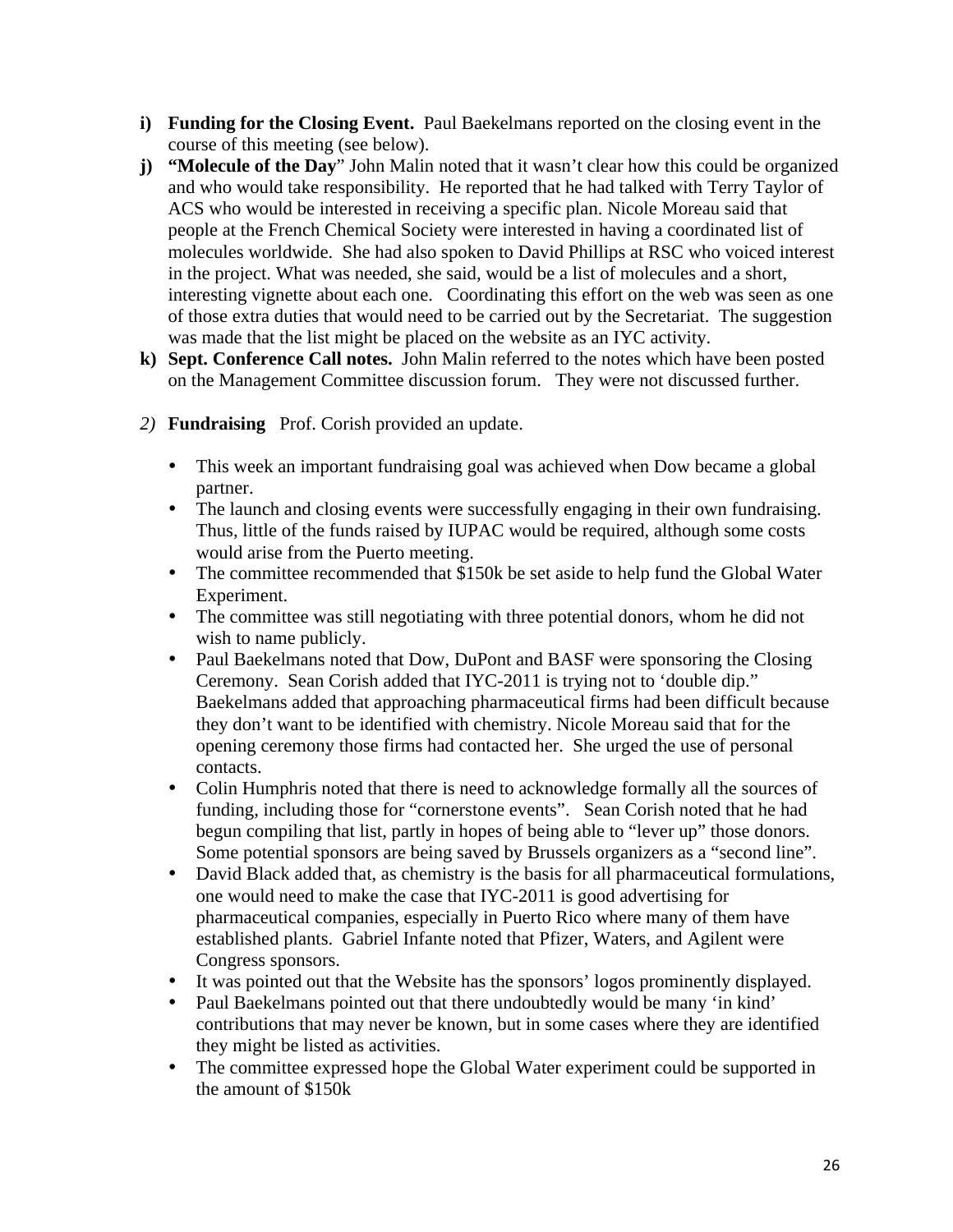i) **Funding for the Closing Event.** Paul Baekelmans reported on the closing event in the course of this meeting (see below).

j) **"Molecule of the Day"** John Malin noted that it wasn't clear how this could be organized and who would take responsibility. He reported that he had talked with Terry Taylor of ACS who would be interested in receiving a specific plan. Nicole Moreau said that people at the French Chemical Society were interested in having a coordinated list of molecules worldwide. She had also spoken to David Phillips at RSC who voiced interest in the project. What was needed, she said, would be a list of molecules and a short, interesting vignette about each one. Coordinating this effort on the web was seen as one of those extra duties that would need to be carried out by the Secretariat. The suggestion was made that the list might be placed on the website as an IYC activity.

k) **Sept. Conference Call notes.** John Malin referred to the notes which have been posted on the Management Committee discussion forum. They were not discussed further.

*2)* **Fundraising** Prof. Corish provided an update.

- This week an important fundraising goal was achieved when Dow became a global partner.
- The launch and closing events were successfully engaging in their own fundraising. Thus, little of the funds raised by IUPAC would be required, although some costs would arise from the Puerto meeting.
- The committee recommended that $150k be set aside to help fund the Global Water Experiment.
- The committee was still negotiating with three potential donors, whom he did not wish to name publicly.
- Paul Baekelmans noted that Dow, DuPont and BASF were sponsoring the Closing Ceremony. Sean Corish added that IYC-2011 is trying not to 'double dip." Baekelmans added that approaching pharmaceutical firms had been difficult because they don't want to be identified with chemistry. Nicole Moreau said that for the opening ceremony those firms had contacted her. She urged the use of personal contacts.
- Colin Humphris noted that there is need to acknowledge formally all the sources of funding, including those for "cornerstone events". Sean Corish noted that he had begun compiling that list, partly in hopes of being able to "lever up" those donors. Some potential sponsors are being saved by Brussels organizers as a "second line".
- David Black added that, as chemistry is the basis for all pharmaceutical formulations, one would need to make the case that IYC-2011 is good advertising for pharmaceutical companies, especially in Puerto Rico where many of them have established plants. Gabriel Infante noted that Pfizer, Waters, and Agilent were Congress sponsors.
- It was pointed out that the Website has the sponsors' logos prominently displayed.
- Paul Baekelmans pointed out that there undoubtedly would be many 'in kind' contributions that may never be known, but in some cases where they are identified they might be listed as activities.
- The committee expressed hope the Global Water experiment could be supported in the amount of $150k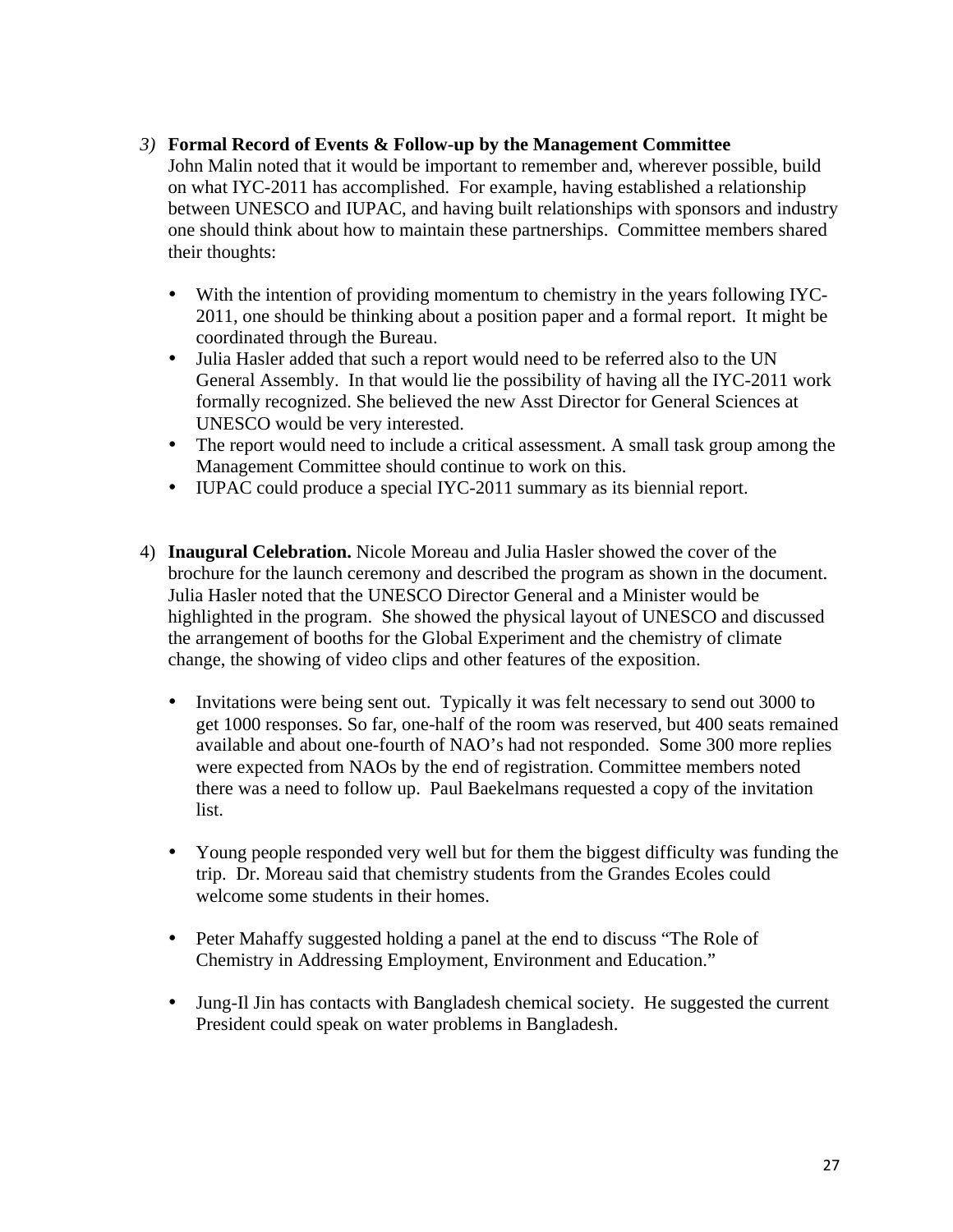3) **Formal Record of Events & Follow-up by the Management Committee**
   John Malin noted that it would be important to remember and, wherever possible, build on what IYC-2011 has accomplished. For example, having established a relationship between UNESCO and IUPAC, and having built relationships with sponsors and industry one should think about how to maintain these partnerships. Committee members shared their thoughts:

   - With the intention of providing momentum to chemistry in the years following IYC-2011, one should be thinking about a position paper and a formal report. It might be coordinated through the Bureau.
   - Julia Hasler added that such a report would need to be referred also to the UN General Assembly. In that would lie the possibility of having all the IYC-2011 work formally recognized. She believed the new Asst Director for General Sciences at UNESCO would be very interested.
   - The report would need to include a critical assessment. A small task group among the Management Committee should continue to work on this.
   - IUPAC could produce a special IYC-2011 summary as its biennial report.

4) **Inaugural Celebration.** Nicole Moreau and Julia Hasler showed the cover of the brochure for the launch ceremony and described the program as shown in the document. Julia Hasler noted that the UNESCO Director General and a Minister would be highlighted in the program. She showed the physical layout of UNESCO and discussed the arrangement of booths for the Global Experiment and the chemistry of climate change, the showing of video clips and other features of the exposition.

   - Invitations were being sent out. Typically it was felt necessary to send out 3000 to get 1000 responses. So far, one-half of the room was reserved, but 400 seats remained available and about one-fourth of NAO's had not responded. Some 300 more replies were expected from NAOs by the end of registration. Committee members noted there was a need to follow up. Paul Baekelmans requested a copy of the invitation list.

   - Young people responded very well but for them the biggest difficulty was funding the trip. Dr. Moreau said that chemistry students from the Grandes Ecoles could welcome some students in their homes.

   - Peter Mahaffy suggested holding a panel at the end to discuss "The Role of Chemistry in Addressing Employment, Environment and Education."

   - Jung-Il Jin has contacts with Bangladesh chemical society. He suggested the current President could speak on water problems in Bangladesh.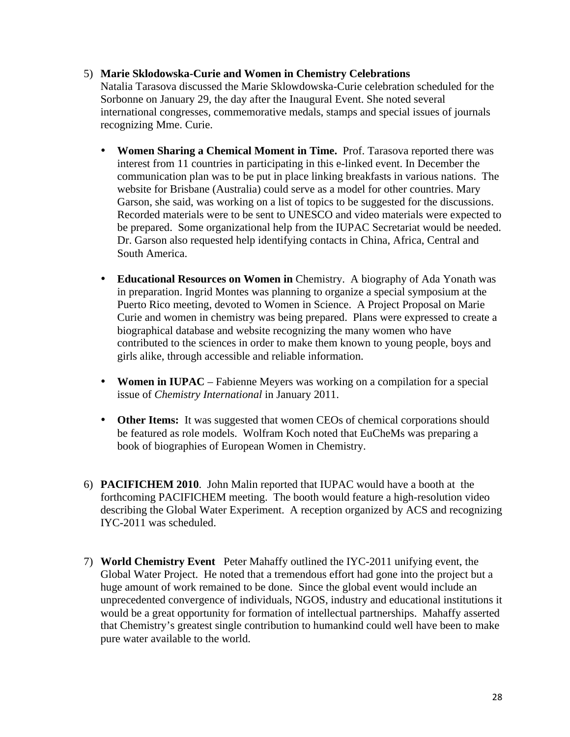5) **Marie Sklodowska-Curie and Women in Chemistry Celebrations**
   Natalia Tarasova discussed the Marie Sklowdowska-Curie celebration scheduled for the Sorbonne on January 29, the day after the Inaugural Event. She noted several international congresses, commemorative medals, stamps and special issues of journals recognizing Mme. Curie.

   - **Women Sharing a Chemical Moment in Time.** Prof. Tarasova reported there was interest from 11 countries in participating in this e-linked event. In December the communication plan was to be put in place linking breakfasts in various nations. The website for Brisbane (Australia) could serve as a model for other countries. Mary Garson, she said, was working on a list of topics to be suggested for the discussions. Recorded materials were to be sent to UNESCO and video materials were expected to be prepared. Some organizational help from the IUPAC Secretariat would be needed. Dr. Garson also requested help identifying contacts in China, Africa, Central and South America.

   - **Educational Resources on Women in** Chemistry. A biography of Ada Yonath was in preparation. Ingrid Montes was planning to organize a special symposium at the Puerto Rico meeting, devoted to Women in Science. A Project Proposal on Marie Curie and women in chemistry was being prepared. Plans were expressed to create a biographical database and website recognizing the many women who have contributed to the sciences in order to make them known to young people, boys and girls alike, through accessible and reliable information.

   - **Women in IUPAC** – Fabienne Meyers was working on a compilation for a special issue of *Chemistry International* in January 2011.

   - **Other Items:** It was suggested that women CEOs of chemical corporations should be featured as role models. Wolfram Koch noted that EuCheMs was preparing a book of biographies of European Women in Chemistry.

6) **PACIFICHEM 2010**. John Malin reported that IUPAC would have a booth at the forthcoming PACIFICHEM meeting. The booth would feature a high-resolution video describing the Global Water Experiment. A reception organized by ACS and recognizing IYC-2011 was scheduled.

7) **World Chemistry Event** Peter Mahaffy outlined the IYC-2011 unifying event, the Global Water Project. He noted that a tremendous effort had gone into the project but a huge amount of work remained to be done. Since the global event would include an unprecedented convergence of individuals, NGOS, industry and educational institutions it would be a great opportunity for formation of intellectual partnerships. Mahaffy asserted that Chemistry's greatest single contribution to humankind could well have been to make pure water available to the world.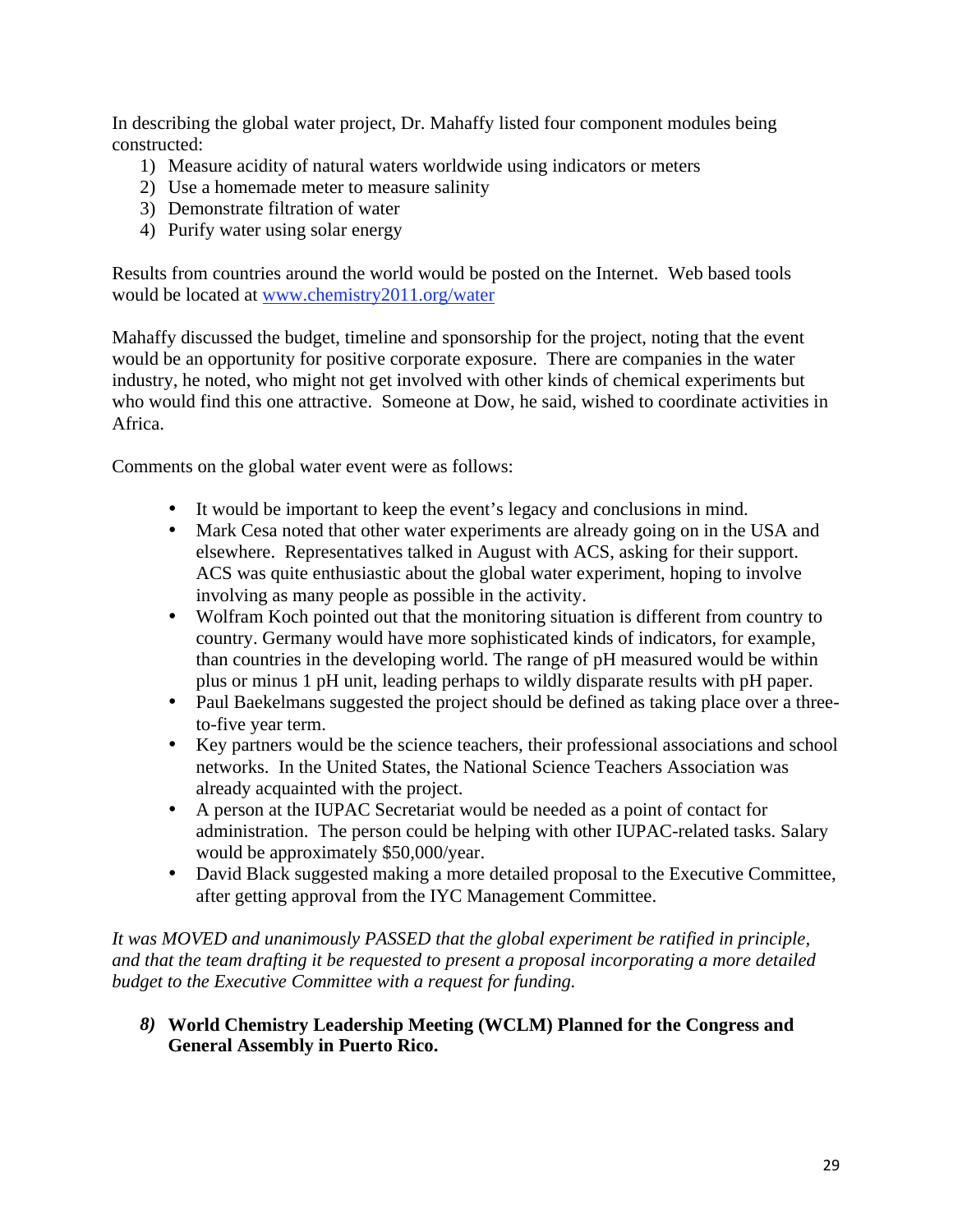In describing the global water project, Dr. Mahaffy listed four component modules being constructed:

1) Measure acidity of natural waters worldwide using indicators or meters
2) Use a homemade meter to measure salinity
3) Demonstrate filtration of water
4) Purify water using solar energy

Results from countries around the world would be posted on the Internet. Web based tools would be located at [www.chemistry2011.org/water](http://www.chemistry2011.org/water)

Mahaffy discussed the budget, timeline and sponsorship for the project, noting that the event would be an opportunity for positive corporate exposure. There are companies in the water industry, he noted, who might not get involved with other kinds of chemical experiments but who would find this one attractive. Someone at Dow, he said, wished to coordinate activities in Africa.

Comments on the global water event were as follows:

- It would be important to keep the event's legacy and conclusions in mind.
- Mark Cesa noted that other water experiments are already going on in the USA and elsewhere. Representatives talked in August with ACS, asking for their support. ACS was quite enthusiastic about the global water experiment, hoping to involve involving as many people as possible in the activity.
- Wolfram Koch pointed out that the monitoring situation is different from country to country. Germany would have more sophisticated kinds of indicators, for example, than countries in the developing world. The range of pH measured would be within plus or minus 1 pH unit, leading perhaps to wildly disparate results with pH paper.
- Paul Baekelmans suggested the project should be defined as taking place over a three-to-five year term.
- Key partners would be the science teachers, their professional associations and school networks. In the United States, the National Science Teachers Association was already acquainted with the project.
- A person at the IUPAC Secretariat would be needed as a point of contact for administration. The person could be helping with other IUPAC-related tasks. Salary would be approximately $50,000/year.
- David Black suggested making a more detailed proposal to the Executive Committee, after getting approval from the IYC Management Committee.

*It was MOVED and unanimously PASSED that the global experiment be ratified in principle, and that the team drafting it be requested to present a proposal incorporating a more detailed budget to the Executive Committee with a request for funding.*

8) **World Chemistry Leadership Meeting (WCLM) Planned for the Congress and General Assembly in Puerto Rico.**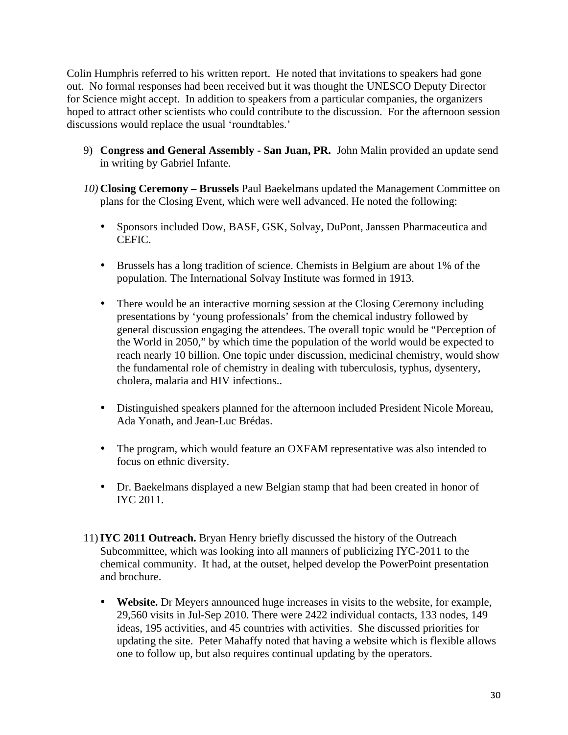Colin Humphris referred to his written report. He noted that invitations to speakers had gone out. No formal responses had been received but it was thought the UNESCO Deputy Director for Science might accept. In addition to speakers from a particular companies, the organizers hoped to attract other scientists who could contribute to the discussion. For the afternoon session discussions would replace the usual 'roundtables.'

9) **Congress and General Assembly - San Juan, PR.** John Malin provided an update send in writing by Gabriel Infante.

10) **Closing Ceremony – Brussels** Paul Baekelmans updated the Management Committee on plans for the Closing Event, which were well advanced. He noted the following:

   - Sponsors included Dow, BASF, GSK, Solvay, DuPont, Janssen Pharmaceutica and CEFIC.

   - Brussels has a long tradition of science. Chemists in Belgium are about 1% of the population. The International Solvay Institute was formed in 1913.

   - There would be an interactive morning session at the Closing Ceremony including presentations by 'young professionals' from the chemical industry followed by general discussion engaging the attendees. The overall topic would be "Perception of the World in 2050," by which time the population of the world would be expected to reach nearly 10 billion. One topic under discussion, medicinal chemistry, would show the fundamental role of chemistry in dealing with tuberculosis, typhus, dysentery, cholera, malaria and HIV infections..

   - Distinguished speakers planned for the afternoon included President Nicole Moreau, Ada Yonath, and Jean-Luc Brédas.

   - The program, which would feature an OXFAM representative was also intended to focus on ethnic diversity.

   - Dr. Baekelmans displayed a new Belgian stamp that had been created in honor of IYC 2011.

11) **IYC 2011 Outreach.** Bryan Henry briefly discussed the history of the Outreach Subcommittee, which was looking into all manners of publicizing IYC-2011 to the chemical community. It had, at the outset, helped develop the PowerPoint presentation and brochure.

   - **Website.** Dr Meyers announced huge increases in visits to the website, for example, 29,560 visits in Jul-Sep 2010. There were 2422 individual contacts, 133 nodes, 149 ideas, 195 activities, and 45 countries with activities. She discussed priorities for updating the site. Peter Mahaffy noted that having a website which is flexible allows one to follow up, but also requires continual updating by the operators.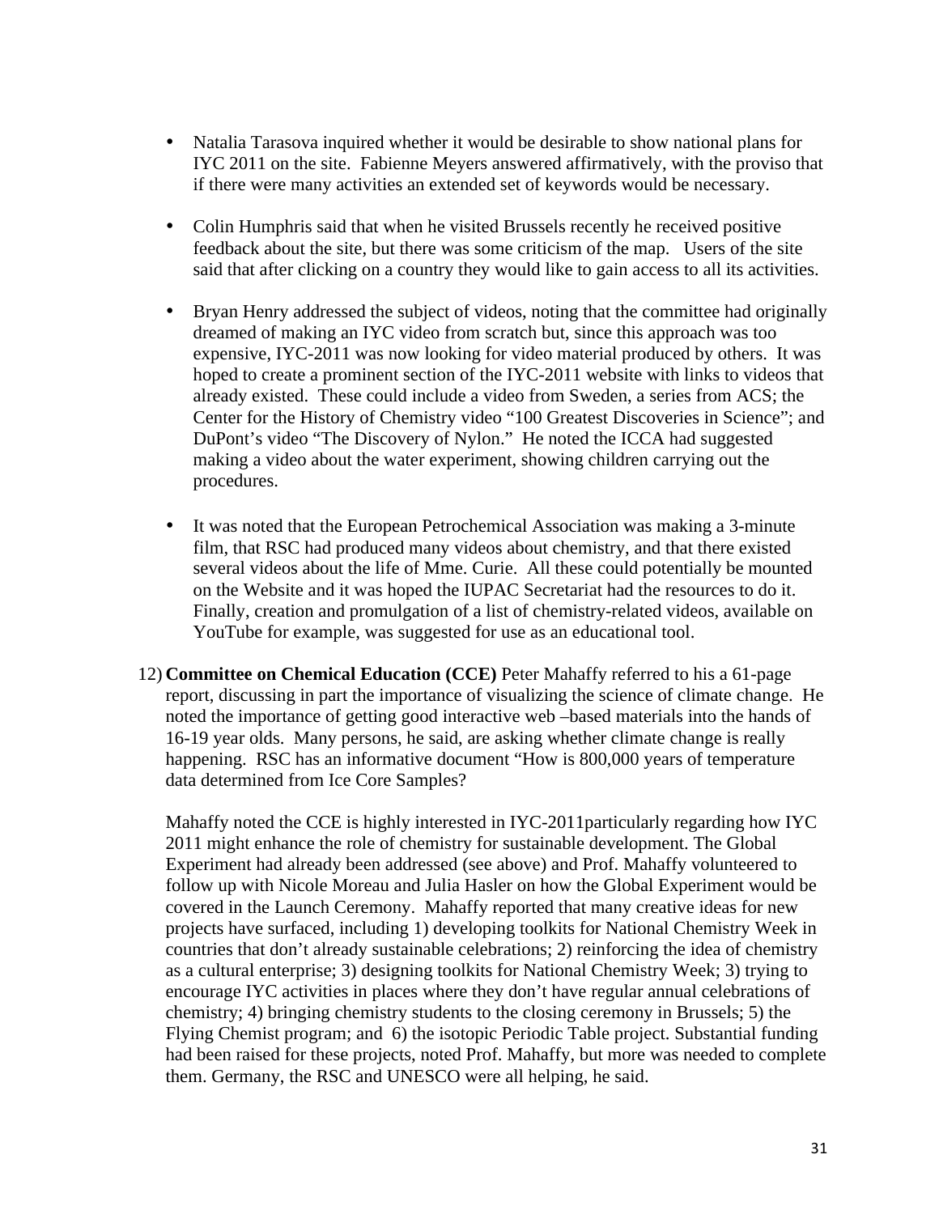- Natalia Tarasova inquired whether it would be desirable to show national plans for IYC 2011 on the site. Fabienne Meyers answered affirmatively, with the proviso that if there were many activities an extended set of keywords would be necessary.

- Colin Humphris said that when he visited Brussels recently he received positive feedback about the site, but there was some criticism of the map. Users of the site said that after clicking on a country they would like to gain access to all its activities.

- Bryan Henry addressed the subject of videos, noting that the committee had originally dreamed of making an IYC video from scratch but, since this approach was too expensive, IYC-2011 was now looking for video material produced by others. It was hoped to create a prominent section of the IYC-2011 website with links to videos that already existed. These could include a video from Sweden, a series from ACS; the Center for the History of Chemistry video "100 Greatest Discoveries in Science"; and DuPont's video "The Discovery of Nylon." He noted the ICCA had suggested making a video about the water experiment, showing children carrying out the procedures.

- It was noted that the European Petrochemical Association was making a 3-minute film, that RSC had produced many videos about chemistry, and that there existed several videos about the life of Mme. Curie. All these could potentially be mounted on the Website and it was hoped the IUPAC Secretariat had the resources to do it. Finally, creation and promulgation of a list of chemistry-related videos, available on YouTube for example, was suggested for use as an educational tool.

12) **Committee on Chemical Education (CCE)** Peter Mahaffy referred to his a 61-page report, discussing in part the importance of visualizing the science of climate change. He noted the importance of getting good interactive web –based materials into the hands of 16-19 year olds. Many persons, he said, are asking whether climate change is really happening. RSC has an informative document "How is 800,000 years of temperature data determined from Ice Core Samples?

    Mahaffy noted the CCE is highly interested in IYC-2011particularly regarding how IYC 2011 might enhance the role of chemistry for sustainable development. The Global Experiment had already been addressed (see above) and Prof. Mahaffy volunteered to follow up with Nicole Moreau and Julia Hasler on how the Global Experiment would be covered in the Launch Ceremony. Mahaffy reported that many creative ideas for new projects have surfaced, including 1) developing toolkits for National Chemistry Week in countries that don't already sustainable celebrations; 2) reinforcing the idea of chemistry as a cultural enterprise; 3) designing toolkits for National Chemistry Week; 3) trying to encourage IYC activities in places where they don't have regular annual celebrations of chemistry; 4) bringing chemistry students to the closing ceremony in Brussels; 5) the Flying Chemist program; and 6) the isotopic Periodic Table project. Substantial funding had been raised for these projects, noted Prof. Mahaffy, but more was needed to complete them. Germany, the RSC and UNESCO were all helping, he said.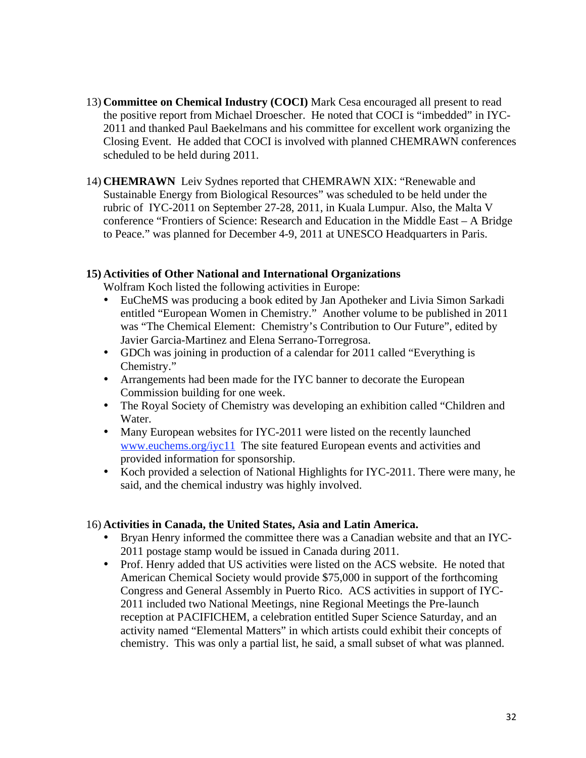13) **Committee on Chemical Industry (COCI)** Mark Cesa encouraged all present to read the positive report from Michael Droescher. He noted that COCI is "imbedded" in IYC-2011 and thanked Paul Baekelmans and his committee for excellent work organizing the Closing Event. He added that COCI is involved with planned CHEMRAWN conferences scheduled to be held during 2011.

14) **CHEMRAWN** Leiv Sydnes reported that CHEMRAWN XIX: "Renewable and Sustainable Energy from Biological Resources" was scheduled to be held under the rubric of IYC-2011 on September 27-28, 2011, in Kuala Lumpur. Also, the Malta V conference "Frontiers of Science: Research and Education in the Middle East – A Bridge to Peace." was planned for December 4-9, 2011 at UNESCO Headquarters in Paris.

**15) Activities of Other National and International Organizations**

Wolfram Koch listed the following activities in Europe:

- EuCheMS was producing a book edited by Jan Apotheker and Livia Simon Sarkadi entitled "European Women in Chemistry." Another volume to be published in 2011 was "The Chemical Element: Chemistry's Contribution to Our Future", edited by Javier Garcia-Martinez and Elena Serrano-Torregrosa.
- GDCh was joining in production of a calendar for 2011 called "Everything is Chemistry."
- Arrangements had been made for the IYC banner to decorate the European Commission building for one week.
- The Royal Society of Chemistry was developing an exhibition called "Children and Water.
- Many European websites for IYC-2011 were listed on the recently launched www.euchems.org/iyc11 The site featured European events and activities and provided information for sponsorship.
- Koch provided a selection of National Highlights for IYC-2011. There were many, he said, and the chemical industry was highly involved.

16) **Activities in Canada, the United States, Asia and Latin America.**

- Bryan Henry informed the committee there was a Canadian website and that an IYC-2011 postage stamp would be issued in Canada during 2011.
- Prof. Henry added that US activities were listed on the ACS website. He noted that American Chemical Society would provide $75,000 in support of the forthcoming Congress and General Assembly in Puerto Rico. ACS activities in support of IYC-2011 included two National Meetings, nine Regional Meetings the Pre-launch reception at PACIFICHEM, a celebration entitled Super Science Saturday, and an activity named "Elemental Matters" in which artists could exhibit their concepts of chemistry. This was only a partial list, he said, a small subset of what was planned.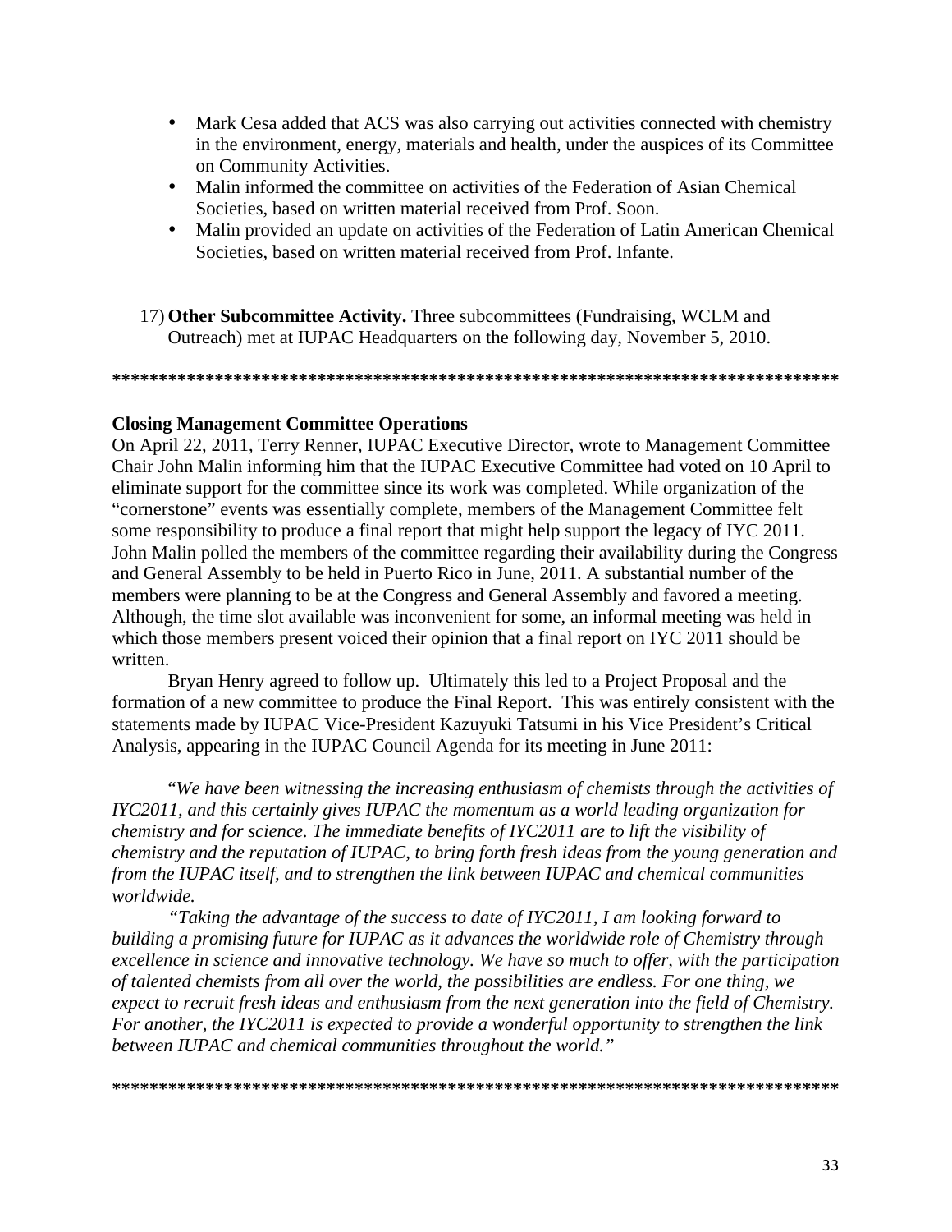- Mark Cesa added that ACS was also carrying out activities connected with chemistry in the environment, energy, materials and health, under the auspices of its Committee on Community Activities.
- Malin informed the committee on activities of the Federation of Asian Chemical Societies, based on written material received from Prof. Soon.
- Malin provided an update on activities of the Federation of Latin American Chemical Societies, based on written material received from Prof. Infante.

17) **Other Subcommittee Activity.** Three subcommittees (Fundraising, WCLM and Outreach) met at IUPAC Headquarters on the following day, November 5, 2010.

********************************************************************************

**Closing Management Committee Operations**

On April 22, 2011, Terry Renner, IUPAC Executive Director, wrote to Management Committee Chair John Malin informing him that the IUPAC Executive Committee had voted on 10 April to eliminate support for the committee since its work was completed. While organization of the "cornerstone" events was essentially complete, members of the Management Committee felt some responsibility to produce a final report that might help support the legacy of IYC 2011. John Malin polled the members of the committee regarding their availability during the Congress and General Assembly to be held in Puerto Rico in June, 2011. A substantial number of the members were planning to be at the Congress and General Assembly and favored a meeting. Although, the time slot available was inconvenient for some, an informal meeting was held in which those members present voiced their opinion that a final report on IYC 2011 should be written.

Bryan Henry agreed to follow up. Ultimately this led to a Project Proposal and the formation of a new committee to produce the Final Report. This was entirely consistent with the statements made by IUPAC Vice-President Kazuyuki Tatsumi in his Vice President's Critical Analysis, appearing in the IUPAC Council Agenda for its meeting in June 2011:

"*We have been witnessing the increasing enthusiasm of chemists through the activities of IYC2011, and this certainly gives IUPAC the momentum as a world leading organization for chemistry and for science. The immediate benefits of IYC2011 are to lift the visibility of chemistry and the reputation of IUPAC, to bring forth fresh ideas from the young generation and from the IUPAC itself, and to strengthen the link between IUPAC and chemical communities worldwide.*

*"Taking the advantage of the success to date of IYC2011, I am looking forward to building a promising future for IUPAC as it advances the worldwide role of Chemistry through excellence in science and innovative technology. We have so much to offer, with the participation of talented chemists from all over the world, the possibilities are endless. For one thing, we expect to recruit fresh ideas and enthusiasm from the next generation into the field of Chemistry. For another, the IYC2011 is expected to provide a wonderful opportunity to strengthen the link between IUPAC and chemical communities throughout the world."*

********************************************************************************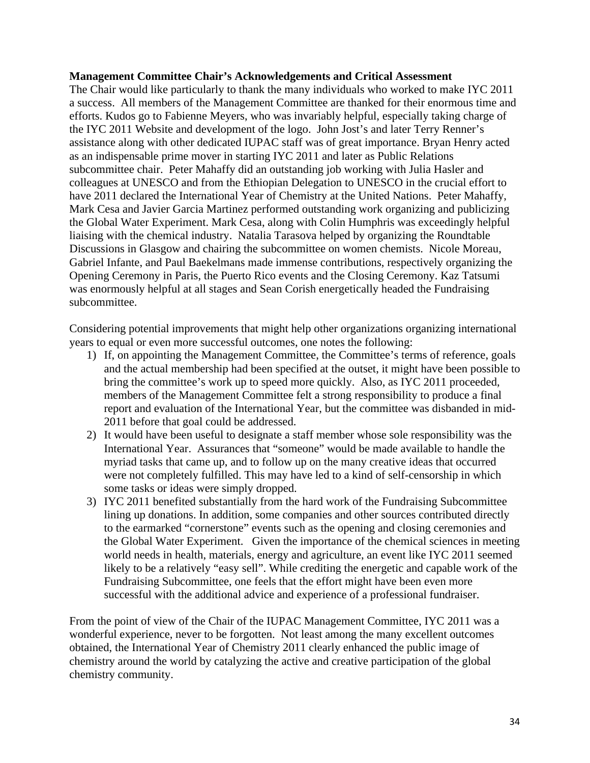**Management Committee Chair's Acknowledgements and Critical Assessment**

The Chair would like particularly to thank the many individuals who worked to make IYC 2011 a success. All members of the Management Committee are thanked for their enormous time and efforts. Kudos go to Fabienne Meyers, who was invariably helpful, especially taking charge of the IYC 2011 Website and development of the logo. John Jost's and later Terry Renner's assistance along with other dedicated IUPAC staff was of great importance. Bryan Henry acted as an indispensable prime mover in starting IYC 2011 and later as Public Relations subcommittee chair. Peter Mahaffy did an outstanding job working with Julia Hasler and colleagues at UNESCO and from the Ethiopian Delegation to UNESCO in the crucial effort to have 2011 declared the International Year of Chemistry at the United Nations. Peter Mahaffy, Mark Cesa and Javier Garcia Martinez performed outstanding work organizing and publicizing the Global Water Experiment. Mark Cesa, along with Colin Humphris was exceedingly helpful liaising with the chemical industry. Natalia Tarasova helped by organizing the Roundtable Discussions in Glasgow and chairing the subcommittee on women chemists. Nicole Moreau, Gabriel Infante, and Paul Baekelmans made immense contributions, respectively organizing the Opening Ceremony in Paris, the Puerto Rico events and the Closing Ceremony. Kaz Tatsumi was enormously helpful at all stages and Sean Corish energetically headed the Fundraising subcommittee.

Considering potential improvements that might help other organizations organizing international years to equal or even more successful outcomes, one notes the following:

1) If, on appointing the Management Committee, the Committee's terms of reference, goals and the actual membership had been specified at the outset, it might have been possible to bring the committee's work up to speed more quickly. Also, as IYC 2011 proceeded, members of the Management Committee felt a strong responsibility to produce a final report and evaluation of the International Year, but the committee was disbanded in mid-2011 before that goal could be addressed.
2) It would have been useful to designate a staff member whose sole responsibility was the International Year. Assurances that "someone" would be made available to handle the myriad tasks that came up, and to follow up on the many creative ideas that occurred were not completely fulfilled. This may have led to a kind of self-censorship in which some tasks or ideas were simply dropped.
3) IYC 2011 benefited substantially from the hard work of the Fundraising Subcommittee lining up donations. In addition, some companies and other sources contributed directly to the earmarked "cornerstone" events such as the opening and closing ceremonies and the Global Water Experiment. Given the importance of the chemical sciences in meeting world needs in health, materials, energy and agriculture, an event like IYC 2011 seemed likely to be a relatively "easy sell". While crediting the energetic and capable work of the Fundraising Subcommittee, one feels that the effort might have been even more successful with the additional advice and experience of a professional fundraiser.

From the point of view of the Chair of the IUPAC Management Committee, IYC 2011 was a wonderful experience, never to be forgotten. Not least among the many excellent outcomes obtained, the International Year of Chemistry 2011 clearly enhanced the public image of chemistry around the world by catalyzing the active and creative participation of the global chemistry community.